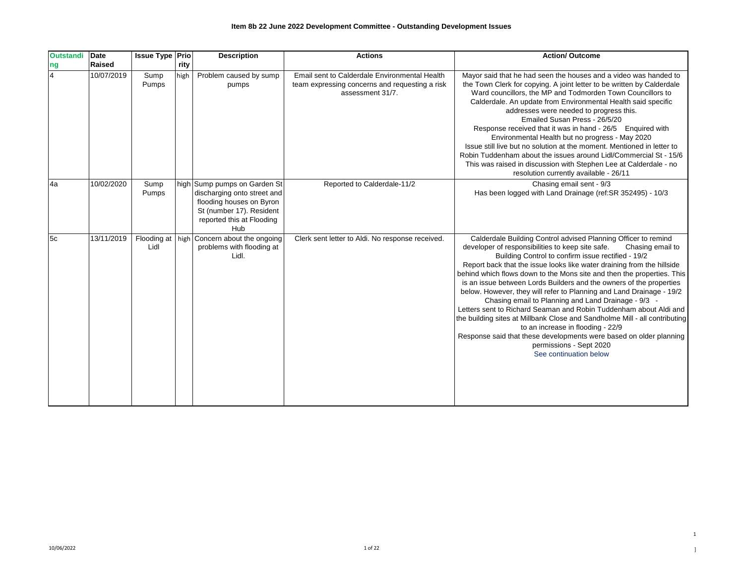# Item 8b 22 June 2022 Development Committee - Outstanding Development Issues

| Outstanding | Date Raised | Issue Type | Priority | Description | Actions | Action/ Outcome |
|---|---|---|---|---|---|---|
| 4 | 10/07/2019 | Sump Pumps | high | Problem caused by sump pumps | Email sent to Calderdale Environmental Health team expressing concerns and requesting a risk assessment 31/7. | Mayor said that he had seen the houses and a video was handed to the Town Clerk for copying. A joint letter to be written by Calderdale Ward councillors, the MP and Todmorden Town Councillors to Calderdale. An update from Environmental Health said specific addresses were needed to progress this. Emailed Susan Press - 26/5/20 Response received that it was in hand - 26/5 Enquired with Environmental Health but no progress - May 2020 Issue still live but no solution at the moment. Mentioned in letter to Robin Tuddenham about the issues around Lidl/Commercial St - 15/6 This was raised in discussion with Stephen Lee at Calderdale - no resolution currently available - 26/11 |
| 4a | 10/02/2020 | Sump Pumps | high | Sump pumps on Garden St discharging onto street and flooding houses on Byron St (number 17). Resident reported this at Flooding Hub | Reported to Calderdale-11/2 | Chasing email sent - 9/3 Has been logged with Land Drainage (ref:SR 352495) - 10/3 |
| 5c | 13/11/2019 | Flooding at Lidl | high | Concern about the ongoing problems with flooding at Lidl. | Clerk sent letter to Aldi. No response received. | Calderdale Building Control advised Planning Officer to remind developer of responsibilities to keep site safe. Chasing email to Building Control to confirm issue rectified - 19/2 Report back that the issue looks like water draining from the hillside behind which flows down to the Mons site and then the properties. This is an issue between Lords Builders and the owners of the properties below. However, they will refer to Planning and Land Drainage - 19/2 Chasing email to Planning and Land Drainage - 9/3 - Letters sent to Richard Seaman and Robin Tuddenham about Aldi and the building sites at Millbank Close and Sandholme Mill - all contributing to an increase in flooding - 22/9 Response said that these developments were based on older planning permissions - Sept 2020 See continuation below |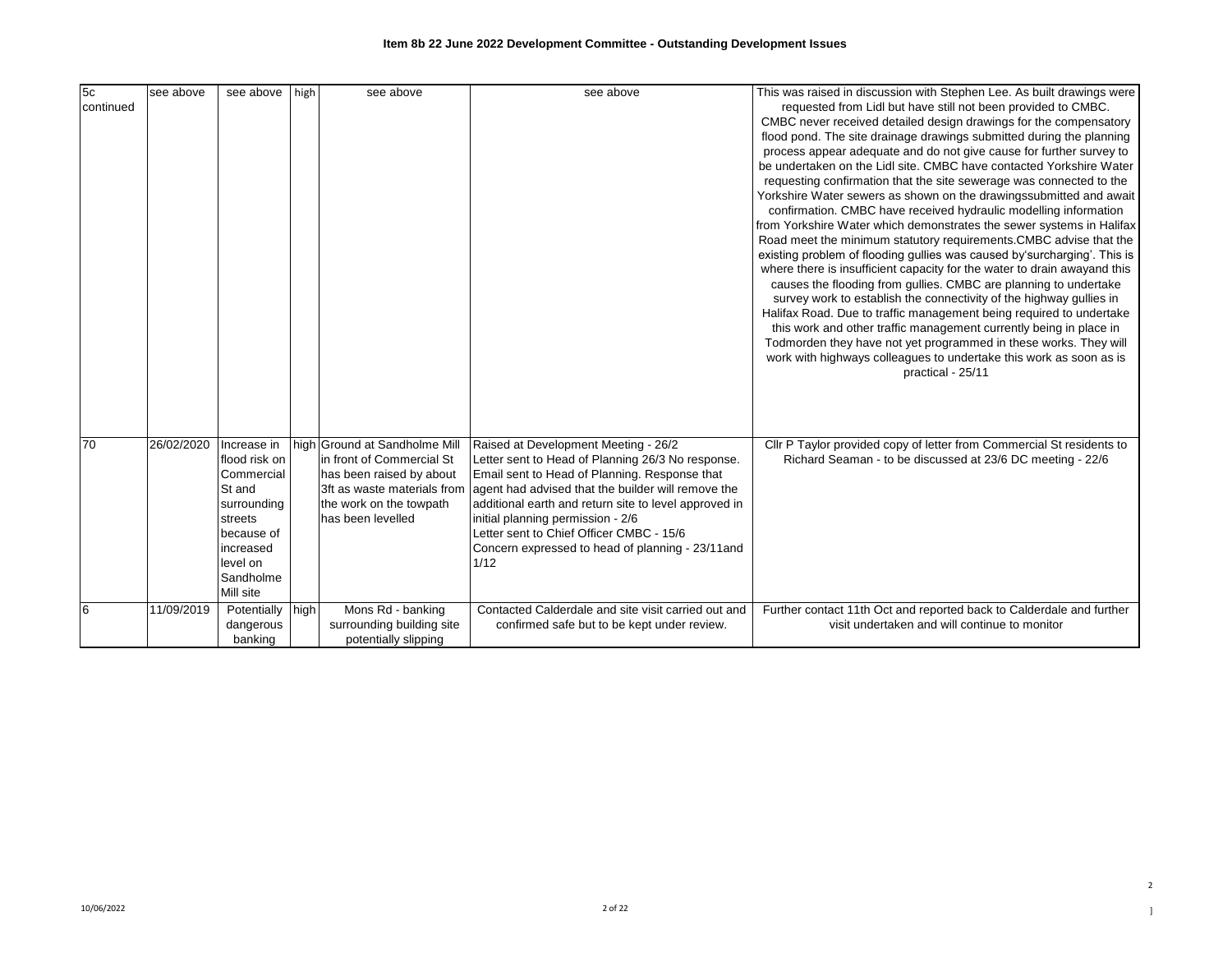**Item 8b 22 June 2022 Development Committee - Outstanding Development Issues**

| | | | | | | |
|---|---|---|---|---|---|---|
| 5c continued | see above | see above | high | see above | see above | This was raised in discussion with Stephen Lee. As built drawings were requested from Lidl but have still not been provided to CMBC. CMBC never received detailed design drawings for the compensatory flood pond. The site drainage drawings submitted during the planning process appear adequate and do not give cause for further survey to be undertaken on the Lidl site. CMBC have contacted Yorkshire Water requesting confirmation that the site sewerage was connected to the Yorkshire Water sewers as shown on the drawingssubmitted and await confirmation. CMBC have received hydraulic modelling information from Yorkshire Water which demonstrates the sewer systems in Halifax Road meet the minimum statutory requirements.CMBC advise that the existing problem of flooding gullies was caused by'surcharging'. This is where there is insufficient capacity for the water to drain awayand this causes the flooding from gullies. CMBC are planning to undertake survey work to establish the connectivity of the highway gullies in Halifax Road. Due to traffic management being required to undertake this work and other traffic management currently being in place in Todmorden they have not yet programmed in these works. They will work with highways colleagues to undertake this work as soon as is practical - 25/11 |
| 70 | 26/02/2020 | Increase in flood risk on Commercial St and surrounding streets because of increased level on Sandholme Mill site | high | Ground at Sandholme Mill in front of Commercial St has been raised by about 3ft as waste materials from the work on the towpath has been levelled | Raised at Development Meeting - 26/2<br>Letter sent to Head of Planning 26/3 No response.<br>Email sent to Head of Planning. Response that agent had advised that the builder will remove the additional earth and return site to level approved in initial planning permission - 2/6<br>Letter sent to Chief Officer CMBC - 15/6<br>Concern expressed to head of planning - 23/11and 1/12 | Cllr P Taylor provided copy of letter from Commercial St residents to Richard Seaman - to be discussed at 23/6 DC meeting - 22/6 |
| 6 | 11/09/2019 | Potentially dangerous banking | high | Mons Rd - banking surrounding building site potentially slipping | Contacted Calderdale and site visit carried out and confirmed safe but to be kept under review. | Further contact 11th Oct and reported back to Calderdale and further visit undertaken and will continue to monitor |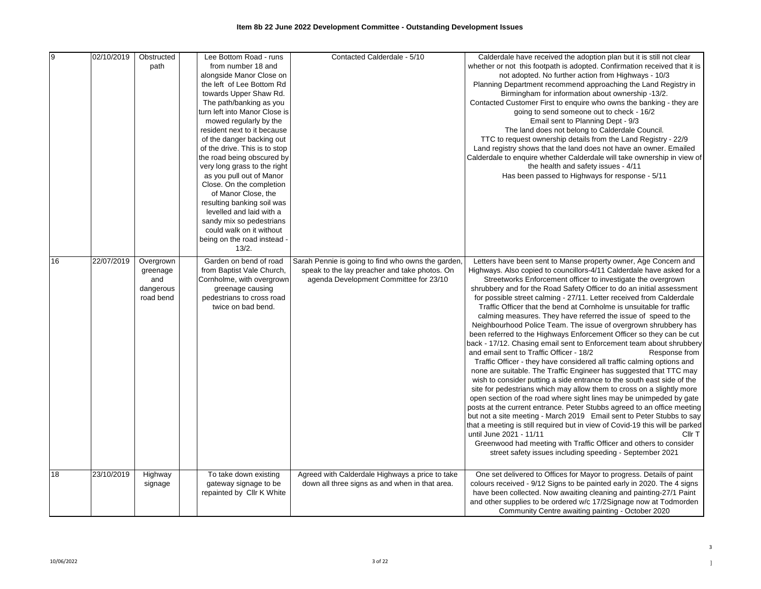**Item 8b 22 June 2022 Development Committee - Outstanding Development Issues**

| | | | | | | |
|---|---|---|---|---|---|---|
| 9 | 02/10/2019 | Obstructed path | | Lee Bottom Road - runs from number 18 and alongside Manor Close on the left of Lee Bottom Rd towards Upper Shaw Rd. The path/banking as you turn left into Manor Close is mowed regularly by the resident next to it because of the danger backing out of the drive. This is to stop the road being obscured by very long grass to the right as you pull out of Manor Close. On the completion of Manor Close, the resulting banking soil was levelled and laid with a sandy mix so pedestrians could walk on it without being on the road instead - 13/2. | Contacted Calderdale - 5/10 | Calderdale have received the adoption plan but it is still not clear whether or not this footpath is adopted. Confirmation received that it is not adopted. No further action from Highways - 10/3 Planning Department recommend approaching the Land Registry in Birmingham for information about ownership -13/2. Contacted Customer First to enquire who owns the banking - they are going to send someone out to check - 16/2 Email sent to Planning Dept - 9/3 The land does not belong to Calderdale Council. TTC to request ownership details from the Land Registry - 22/9 Land registry shows that the land does not have an owner. Emailed Calderdale to enquire whether Calderdale will take ownership in view of the health and safety issues - 4/11 Has been passed to Highways for response - 5/11 |
| 16 | 22/07/2019 | Overgrown greenage and dangerous road bend | | Garden on bend of road from Baptist Vale Church, Cornholme, with overgrown greenage causing pedestrians to cross road twice on bad bend. | Sarah Pennie is going to find who owns the garden, speak to the lay preacher and take photos. On agenda Development Committee for 23/10 | Letters have been sent to Manse property owner, Age Concern and Highways. Also copied to councillors-4/11 Calderdale have asked for a Streetworks Enforcement officer to investigate the overgrown shrubbery and for the Road Safety Officer to do an initial assessment for possible street calming - 27/11. Letter received from Calderdale Traffic Officer that the bend at Cornholme is unsuitable for traffic calming measures. They have referred the issue of speed to the Neighbourhood Police Team. The issue of overgrown shrubbery has been referred to the Highways Enforcement Officer so they can be cut back - 17/12. Chasing email sent to Enforcement team about shrubbery and email sent to Traffic Officer - 18/2 Response from Traffic Officer - they have considered all traffic calming options and none are suitable. The Traffic Engineer has suggested that TTC may wish to consider putting a side entrance to the south east side of the site for pedestrians which may allow them to cross on a slightly more open section of the road where sight lines may be unimpeded by gate posts at the current entrance. Peter Stubbs agreed to an office meeting but not a site meeting - March 2019 Email sent to Peter Stubbs to say that a meeting is still required but in view of Covid-19 this will be parked until June 2021 - 11/11 Cllr T Greenwood had meeting with Traffic Officer and others to consider street safety issues including speeding - September 2021 |
| 18 | 23/10/2019 | Highway signage | | To take down existing gateway signage to be repainted by Cllr K White | Agreed with Calderdale Highways a price to take down all three signs as and when in that area. | One set delivered to Offices for Mayor to progress. Details of paint colours received - 9/12 Signs to be painted early in 2020. The 4 signs have been collected. Now awaiting cleaning and painting-27/1 Paint and other supplies to be ordered w/c 17/2Signage now at Todmorden Community Centre awaiting painting - October 2020 |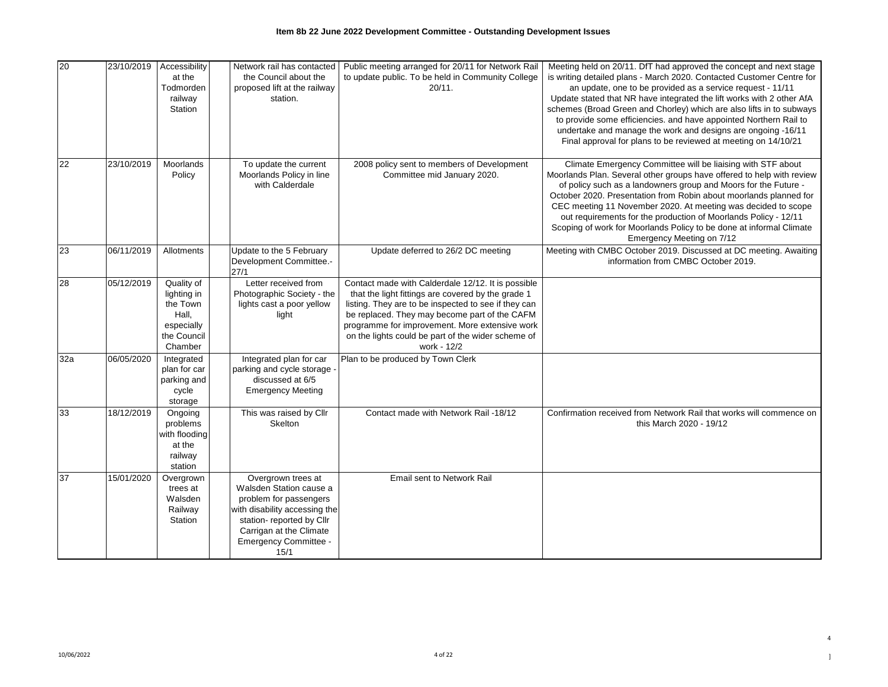**Item 8b 22 June 2022 Development Committee - Outstanding Development Issues**

| | | | | | | |
|---|---|---|---|---|---|---|
| 20 | 23/10/2019 | Accessibility at the Todmorden railway Station | | Network rail has contacted the Council about the proposed lift at the railway station. | Public meeting arranged for 20/11 for Network Rail to update public. To be held in Community College 20/11. | Meeting held on 20/11. DfT had approved the concept and next stage is writing detailed plans - March 2020. Contacted Customer Centre for an update, one to be provided as a service request - 11/11 Update stated that NR have integrated the lift works with 2 other AfA schemes (Broad Green and Chorley) which are also lifts in to subways to provide some efficiencies. and have appointed Northern Rail to undertake and manage the work and designs are ongoing -16/11 Final approval for plans to be reviewed at meeting on 14/10/21 |
| 22 | 23/10/2019 | Moorlands Policy | | To update the current Moorlands Policy in line with Calderdale | 2008 policy sent to members of Development Committee mid January 2020. | Climate Emergency Committee will be liaising with STF about Moorlands Plan. Several other groups have offered to help with review of policy such as a landowners group and Moors for the Future - October 2020. Presentation from Robin about moorlands planned for CEC meeting 11 November 2020. At meeting was decided to scope out requirements for the production of Moorlands Policy - 12/11 Scoping of work for Moorlands Policy to be done at informal Climate Emergency Meeting on 7/12 |
| 23 | 06/11/2019 | Allotments | | Update to the 5 February Development Committee.- 27/1 | Update deferred to 26/2 DC meeting | Meeting with CMBC October 2019. Discussed at DC meeting. Awaiting information from CMBC October 2019. |
| 28 | 05/12/2019 | Quality of lighting in the Town Hall, especially the Council Chamber | | Letter received from Photographic Society - the lights cast a poor yellow light | Contact made with Calderdale 12/12. It is possible that the light fittings are covered by the grade 1 listing. They are to be inspected to see if they can be replaced. They may become part of the CAFM programme for improvement. More extensive work on the lights could be part of the wider scheme of work - 12/2 | |
| 32a | 06/05/2020 | Integrated plan for car parking and cycle storage | | Integrated plan for car parking and cycle storage - discussed at 6/5 Emergency Meeting | Plan to be produced by Town Clerk | |
| 33 | 18/12/2019 | Ongoing problems with flooding at the railway station | | This was raised by Cllr Skelton | Contact made with Network Rail -18/12 | Confirmation received from Network Rail that works will commence on this March 2020 - 19/12 |
| 37 | 15/01/2020 | Overgrown trees at Walsden Railway Station | | Overgrown trees at Walsden Station cause a problem for passengers with disability accessing the station- reported by Cllr Carrigan at the Climate Emergency Committee - 15/1 | Email sent to Network Rail | |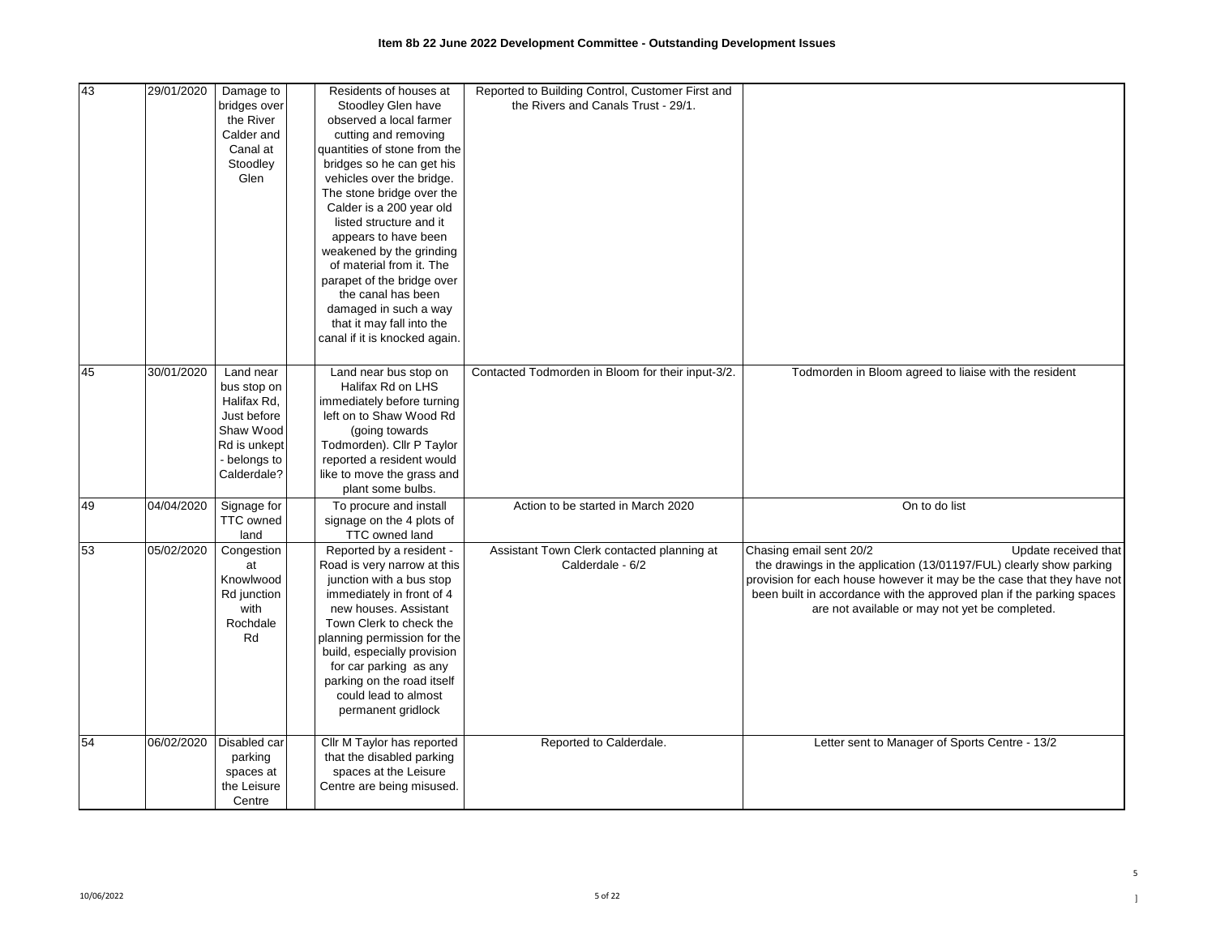**Item 8b 22 June 2022 Development Committee - Outstanding Development Issues**

| | | | | | | |
|---|---|---|---|---|---|---|
| 43 | 29/01/2020 | Damage to bridges over the River Calder and Canal at Stoodley Glen | | Residents of houses at Stoodley Glen have observed a local farmer cutting and removing quantities of stone from the bridges so he can get his vehicles over the bridge. The stone bridge over the Calder is a 200 year old listed structure and it appears to have been weakened by the grinding of material from it. The parapet of the bridge over the canal has been damaged in such a way that it may fall into the canal if it is knocked again. | Reported to Building Control, Customer First and the Rivers and Canals Trust - 29/1. | |
| 45 | 30/01/2020 | Land near bus stop on Halifax Rd, Just before Shaw Wood Rd is unkept - belongs to Calderdale? | | Land near bus stop on Halifax Rd on LHS immediately before turning left on to Shaw Wood Rd (going towards Todmorden). Cllr P Taylor reported a resident would like to move the grass and plant some bulbs. | Contacted Todmorden in Bloom for their input-3/2. | Todmorden in Bloom agreed to liaise with the resident |
| 49 | 04/04/2020 | Signage for TTC owned land | | To procure and install signage on the 4 plots of TTC owned land | Action to be started in March 2020 | On to do list |
| 53 | 05/02/2020 | Congestion at Knowlwood Rd junction with Rochdale Rd | | Reported by a resident - Road is very narrow at this junction with a bus stop immediately in front of 4 new houses. Assistant Town Clerk to check the planning permission for the build, especially provision for car parking as any parking on the road itself could lead to almost permanent gridlock | Assistant Town Clerk contacted planning at Calderdale - 6/2 | Chasing email sent 20/2 Update received that the drawings in the application (13/01197/FUL) clearly show parking provision for each house however it may be the case that they have not been built in accordance with the approved plan if the parking spaces are not available or may not yet be completed. |
| 54 | 06/02/2020 | Disabled car parking spaces at the Leisure Centre | | Cllr M Taylor has reported that the disabled parking spaces at the Leisure Centre are being misused. | Reported to Calderdale. | Letter sent to Manager of Sports Centre - 13/2 |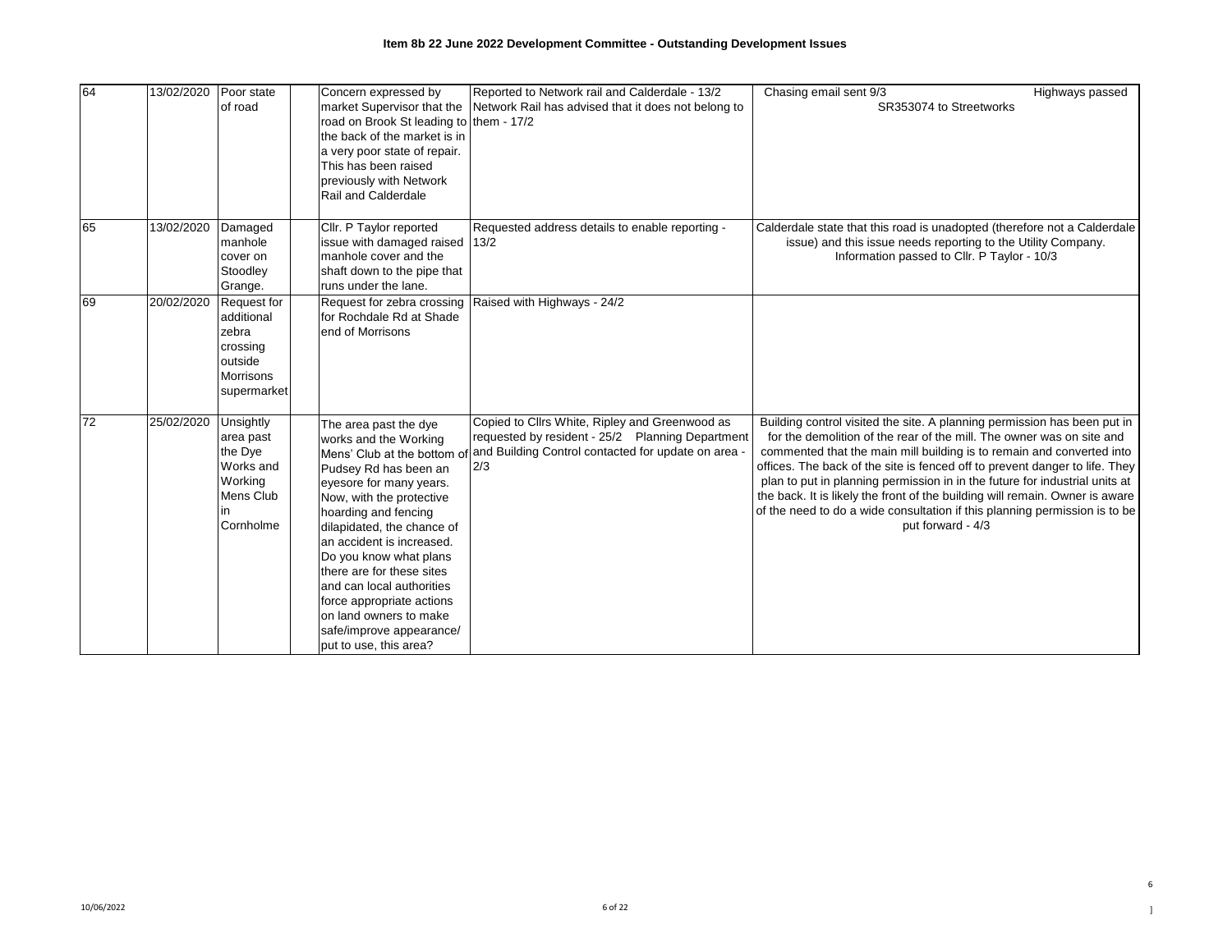**Item 8b 22 June 2022 Development Committee - Outstanding Development Issues**

| | | | | | | |
|---|---|---|---|---|---|---|
| 64 | 13/02/2020 | Poor state of road | | Concern expressed by market Supervisor that the road on Brook St leading to the back of the market is in a very poor state of repair. This has been raised previously with Network Rail and Calderdale | Reported to Network rail and Calderdale - 13/2 Network Rail has advised that it does not belong to them - 17/2 | Chasing email sent 9/3 Highways passed SR353074 to Streetworks |
| 65 | 13/02/2020 | Damaged manhole cover on Stoodley Grange. | | Cllr. P Taylor reported issue with damaged raised manhole cover and the shaft down to the pipe that runs under the lane. | Requested address details to enable reporting - 13/2 | Calderdale state that this road is unadopted (therefore not a Calderdale issue) and this issue needs reporting to the Utility Company. Information passed to Cllr. P Taylor - 10/3 |
| 69 | 20/02/2020 | Request for additional zebra crossing outside Morrisons supermarket | | Request for zebra crossing for Rochdale Rd at Shade end of Morrisons | Raised with Highways - 24/2 | |
| 72 | 25/02/2020 | Unsightly area past the Dye Works and Working Mens Club in Cornholme | | The area past the dye works and the Working Mens' Club at the bottom of Pudsey Rd has been an eyesore for many years. Now, with the protective hoarding and fencing dilapidated, the chance of an accident is increased. Do you know what plans there are for these sites and can local authorities force appropriate actions on land owners to make safe/improve appearance/ put to use, this area? | Copied to Cllrs White, Ripley and Greenwood as requested by resident - 25/2 Planning Department and Building Control contacted for update on area - 2/3 | Building control visited the site. A planning permission has been put in for the demolition of the rear of the mill. The owner was on site and commented that the main mill building is to remain and converted into offices. The back of the site is fenced off to prevent danger to life. They plan to put in planning permission in in the future for industrial units at the back. It is likely the front of the building will remain. Owner is aware of the need to do a wide consultation if this planning permission is to be put forward - 4/3 |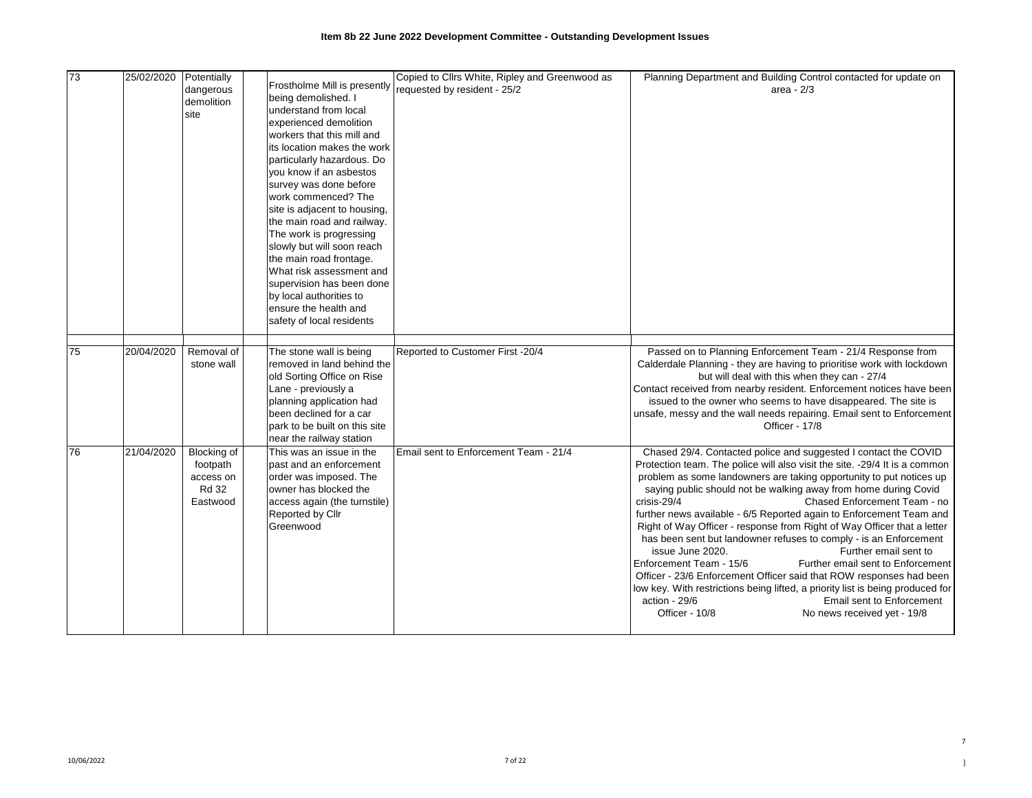**Item 8b 22 June 2022 Development Committee - Outstanding Development Issues**

| | | | | | | |
|---|---|---|---|---|---|---|
| 73 | 25/02/2020 | Potentially dangerous demolition site | | Frostholme Mill is presently being demolished. I understand from local experienced demolition workers that this mill and its location makes the work particularly hazardous. Do you know if an asbestos survey was done before work commenced? The site is adjacent to housing, the main road and railway. The work is progressing slowly but will soon reach the main road frontage. What risk assessment and supervision has been done by local authorities to ensure the health and safety of local residents | Copied to Cllrs White, Ripley and Greenwood as requested by resident - 25/2 | Planning Department and Building Control contacted for update on area - 2/3 |
| | | | | | | |
| 75 | 20/04/2020 | Removal of stone wall | | The stone wall is being removed in land behind the old Sorting Office on Rise Lane - previously a planning application had been declined for a car park to be built on this site near the railway station | Reported to Customer First -20/4 | Passed on to Planning Enforcement Team - 21/4 Response from Calderdale Planning - they are having to prioritise work with lockdown but will deal with this when they can - 27/4 Contact received from nearby resident. Enforcement notices have been issued to the owner who seems to have disappeared. The site is unsafe, messy and the wall needs repairing. Email sent to Enforcement Officer - 17/8 |
| 76 | 21/04/2020 | Blocking of footpath access on Rd 32 Eastwood | | This was an issue in the past and an enforcement order was imposed. The owner has blocked the access again (the turnstile) Reported by Cllr Greenwood | Email sent to Enforcement Team - 21/4 | Chased 29/4. Contacted police and suggested I contact the COVID Protection team. The police will also visit the site. -29/4 It is a common problem as some landowners are taking opportunity to put notices up saying public should not be walking away from home during Covid crisis-29/4 Chased Enforcement Team - no further news available - 6/5 Reported again to Enforcement Team and Right of Way Officer - response from Right of Way Officer that a letter has been sent but landowner refuses to comply - is an Enforcement issue June 2020. Further email sent to Enforcement Team - 15/6 Further email sent to Enforcement Officer - 23/6 Enforcement Officer said that ROW responses had been low key. With restrictions being lifted, a priority list is being produced for action - 29/6 Email sent to Enforcement Officer - 10/8 No news received yet - 19/8 |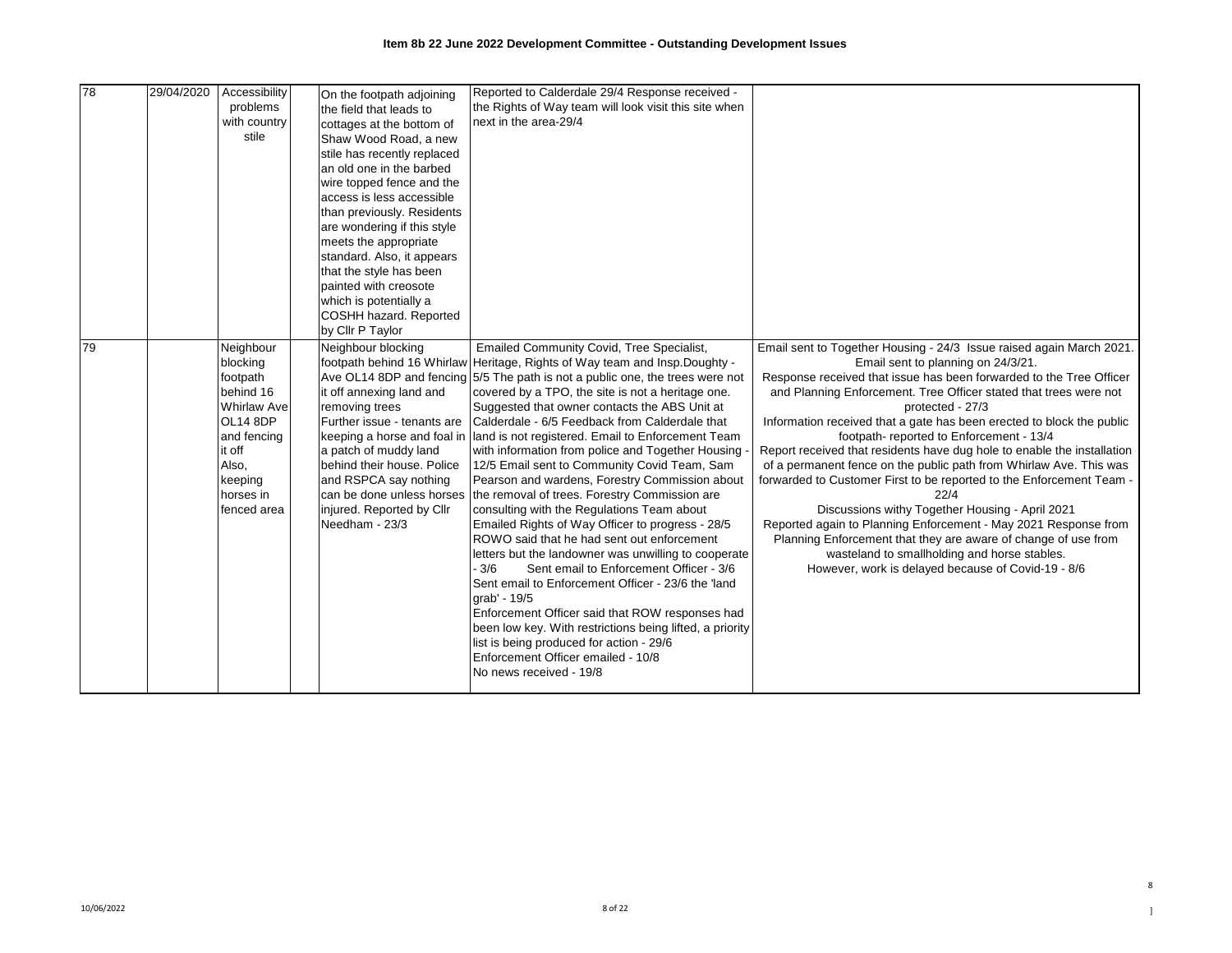**Item 8b 22 June 2022 Development Committee - Outstanding Development Issues**

| | | | | | | |
|---|---|---|---|---|---|---|
| 78 | 29/04/2020 | Accessibility problems with country stile | | On the footpath adjoining the field that leads to cottages at the bottom of Shaw Wood Road, a new stile has recently replaced an old one in the barbed wire topped fence and the access is less accessible than previously. Residents are wondering if this style meets the appropriate standard. Also, it appears that the style has been painted with creosote which is potentially a COSHH hazard. Reported by Cllr P Taylor | Reported to Calderdale 29/4 Response received - the Rights of Way team will look visit this site when next in the area-29/4 | |
| 79 | | Neighbour blocking footpath behind 16 Whirlaw Ave OL14 8DP and fencing it off Also, keeping horses in fenced area | | Neighbour blocking footpath behind 16 Whirlaw Ave OL14 8DP and fencing it off annexing land and removing trees Further issue - tenants are keeping a horse and foal in a patch of muddy land behind their house. Police and RSPCA say nothing can be done unless horses injured. Reported by Cllr Needham - 23/3 | Emailed Community Covid, Tree Specialist, Heritage, Rights of Way team and Insp.Doughty - 5/5 The path is not a public one, the trees were not covered by a TPO, the site is not a heritage one. Suggested that owner contacts the ABS Unit at Calderdale - 6/5 Feedback from Calderdale that land is not registered. Email to Enforcement Team with information from police and Together Housing - 12/5 Email sent to Community Covid Team, Sam Pearson and wardens, Forestry Commission about the removal of trees. Forestry Commission are consulting with the Regulations Team about Emailed Rights of Way Officer to progress - 28/5 ROWO said that he had sent out enforcement letters but the landowner was unwilling to cooperate - 3/6 Sent email to Enforcement Officer - 3/6 Sent email to Enforcement Officer - 23/6 the 'land grab' - 19/5 Enforcement Officer said that ROW responses had been low key. With restrictions being lifted, a priority list is being produced for action - 29/6 Enforcement Officer emailed - 10/8 No news received - 19/8 | Email sent to Together Housing - 24/3 Issue raised again March 2021. Email sent to planning on 24/3/21. Response received that issue has been forwarded to the Tree Officer and Planning Enforcement. Tree Officer stated that trees were not protected - 27/3 Information received that a gate has been erected to block the public footpath- reported to Enforcement - 13/4 Report received that residents have dug hole to enable the installation of a permanent fence on the public path from Whirlaw Ave. This was forwarded to Customer First to be reported to the Enforcement Team - 22/4 Discussions withy Together Housing - April 2021 Reported again to Planning Enforcement - May 2021 Response from Planning Enforcement that they are aware of change of use from wasteland to smallholding and horse stables. However, work is delayed because of Covid-19 - 8/6 |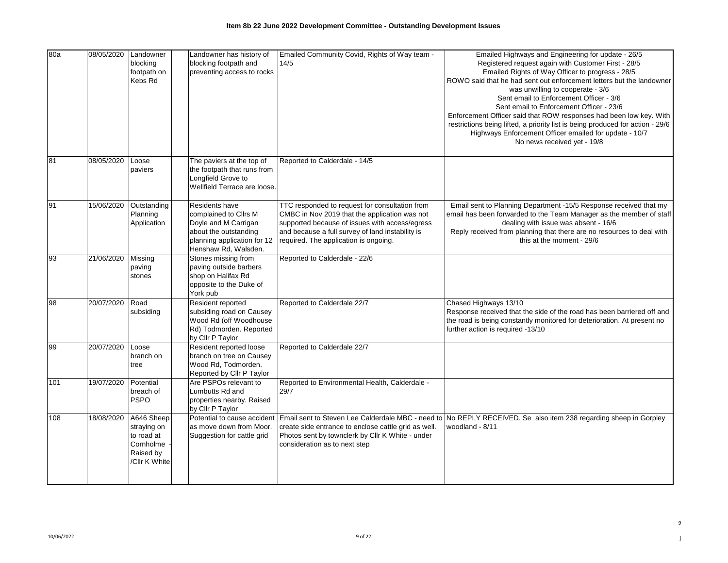# Item 8b 22 June 2022 Development Committee - Outstanding Development Issues

| | | | | | | |
|---|---|---|---|---|---|---|
| 80a | 08/05/2020 | Landowner blocking footpath on Kebs Rd | | Landowner has history of blocking footpath and preventing access to rocks | Emailed Community Covid, Rights of Way team - 14/5 | Emailed Highways and Engineering for update - 26/5<br>Registered request again with Customer First - 28/5<br>Emailed Rights of Way Officer to progress - 28/5<br>ROWO said that he had sent out enforcement letters but the landowner was unwilling to cooperate - 3/6<br>Sent email to Enforcement Officer - 3/6<br>Sent email to Enforcement Officer - 23/6<br>Enforcement Officer said that ROW responses had been low key. With restrictions being lifted, a priority list is being produced for action - 29/6<br>Highways Enforcement Officer emailed for update - 10/7<br>No news received yet - 19/8 |
| 81 | 08/05/2020 | Loose paviers | | The paviers at the top of the footpath that runs from Longfield Grove to Wellfield Terrace are loose. | Reported to Calderdale - 14/5 | |
| 91 | 15/06/2020 | Outstanding Planning Application | | Residents have complained to Cllrs M Doyle and M Carrigan about the outstanding planning application for 12 Henshaw Rd, Walsden. | TTC responded to request for consultation from CMBC in Nov 2019 that the application was not supported because of issues with access/egress and because a full survey of land instability is required. The application is ongoing. | Email sent to Planning Department -15/5 Response received that my email has been forwarded to the Team Manager as the member of staff dealing with issue was absent - 16/6<br>Reply received from planning that there are no resources to deal with this at the moment - 29/6 |
| 93 | 21/06/2020 | Missing paving stones | | Stones missing from paving outside barbers shop on Halifax Rd opposite to the Duke of York pub | Reported to Calderdale - 22/6 | |
| 98 | 20/07/2020 | Road subsiding | | Resident reported subsiding road on Causey Wood Rd (off Woodhouse Rd) Todmorden. Reported by Cllr P Taylor | Reported to Calderdale 22/7 | Chased Highways 13/10<br>Response received that the side of the road has been barriered off and the road is being constantly monitored for deterioration. At present no further action is required -13/10 |
| 99 | 20/07/2020 | Loose branch on tree | | Resident reported loose branch on tree on Causey Wood Rd, Todmorden. Reported by Cllr P Taylor | Reported to Calderdale 22/7 | |
| 101 | 19/07/2020 | Potential breach of PSPO | | Are PSPOs relevant to Lumbutts Rd and properties nearby. Raised by Cllr P Taylor | Reported to Environmental Health, Calderdale - 29/7 | |
| 108 | 18/08/2020 | A646 Sheep straying on to road at Cornholme - Raised by /Cllr K White | | Potential to cause accident as move down from Moor. Suggestion for cattle grid | Email sent to Steven Lee Calderdale MBC - need to create side entrance to enclose cattle grid as well. Photos sent by townclerk by Cllr K White - under consideration as to next step | No REPLY RECEIVED. Se also item 238 regarding sheep in Gorpley woodland - 8/11 |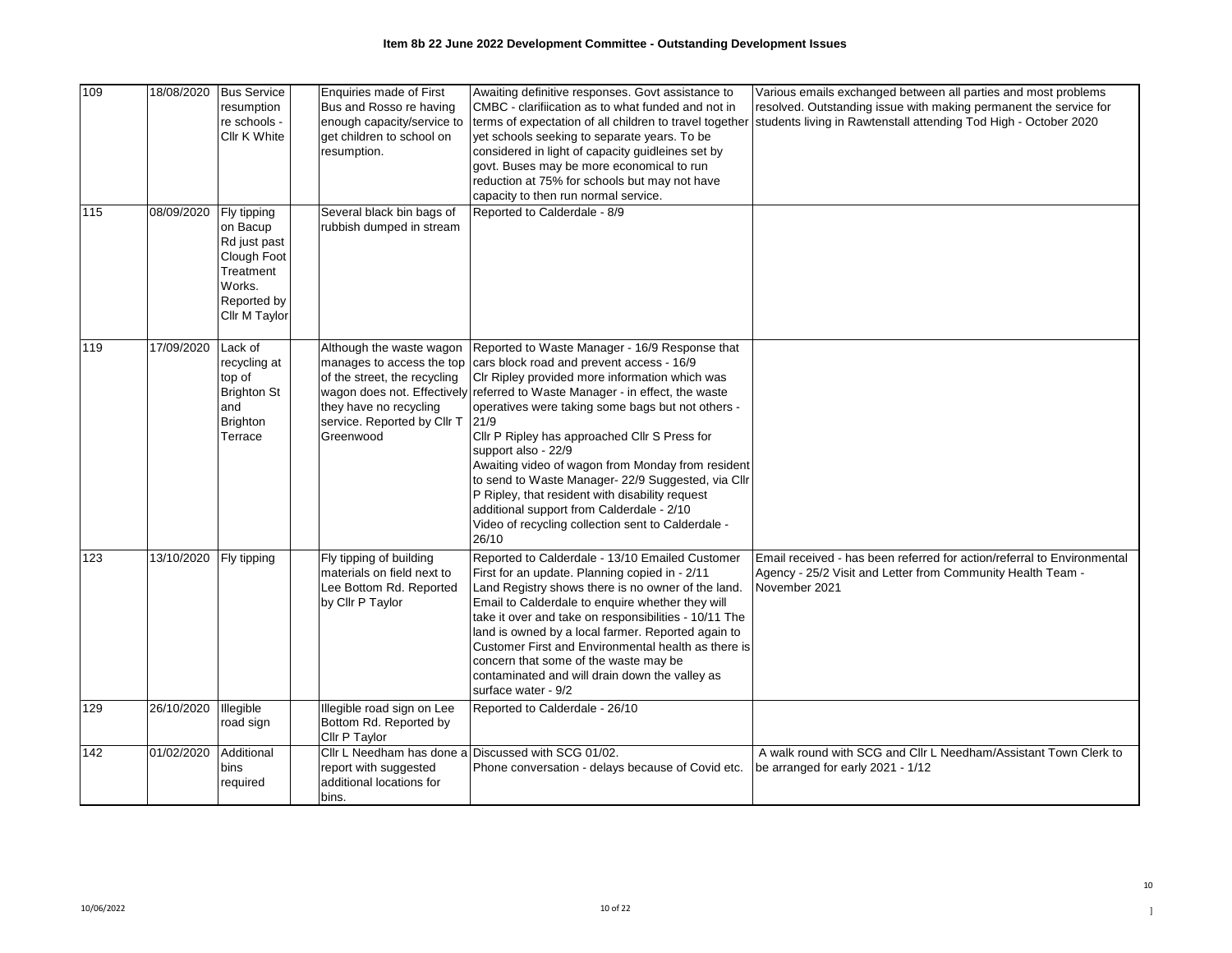# Item 8b 22 June 2022 Development Committee - Outstanding Development Issues

| | | | | | | |
|---|---|---|---|---|---|---|
| 109 | 18/08/2020 | Bus Service resumption re schools - Cllr K White | | Enquiries made of First Bus and Rosso re having enough capacity/service to get children to school on resumption. | Awaiting definitive responses. Govt assistance to CMBC - clarifiication as to what funded and not in terms of expectation of all children to travel together yet schools seeking to separate years. To be considered in light of capacity guidleines set by govt. Buses may be more economical to run reduction at 75% for schools but may not have capacity to then run normal service. | Various emails exchanged between all parties and most problems resolved. Outstanding issue with making permanent the service for students living in Rawtenstall attending Tod High - October 2020 |
| 115 | 08/09/2020 | Fly tipping on Bacup Rd just past Clough Foot Treatment Works. Reported by Cllr M Taylor | | Several black bin bags of rubbish dumped in stream | Reported to Calderdale - 8/9 | |
| 119 | 17/09/2020 | Lack of recycling at top of Brighton St and Brighton Terrace | | Although the waste wagon manages to access the top of the street, the recycling wagon does not. Effectively they have no recycling service. Reported by Cllr T Greenwood | Reported to Waste Manager - 16/9 Response that cars block road and prevent access - 16/9<br>Clr Ripley provided more information which was referred to Waste Manager - in effect, the waste operatives were taking some bags but not others - 21/9<br>Cllr P Ripley has approached Cllr S Press for support also - 22/9<br>Awaiting video of wagon from Monday from resident to send to Waste Manager- 22/9 Suggested, via Cllr P Ripley, that resident with disability request additional support from Calderdale - 2/10<br>Video of recycling collection sent to Calderdale - 26/10 | |
| 123 | 13/10/2020 | Fly tipping | | Fly tipping of building materials on field next to Lee Bottom Rd. Reported by Cllr P Taylor | Reported to Calderdale - 13/10 Emailed Customer First for an update. Planning copied in - 2/11<br>Land Registry shows there is no owner of the land. Email to Calderdale to enquire whether they will take it over and take on responsibilities - 10/11 The land is owned by a local farmer. Reported again to Customer First and Environmental health as there is concern that some of the waste may be contaminated and will drain down the valley as surface water - 9/2 | Email received - has been referred for action/referral to Environmental Agency - 25/2 Visit and Letter from Community Health Team - November 2021 |
| 129 | 26/10/2020 | Illegible road sign | | Illegible road sign on Lee Bottom Rd. Reported by Cllr P Taylor | Reported to Calderdale - 26/10 | |
| 142 | 01/02/2020 | Additional bins required | | Cllr L Needham has done a report with suggested additional locations for bins. | Discussed with SCG 01/02.<br>Phone conversation - delays because of Covid etc. | A walk round with SCG and Cllr L Needham/Assistant Town Clerk to be arranged for early 2021 - 1/12 |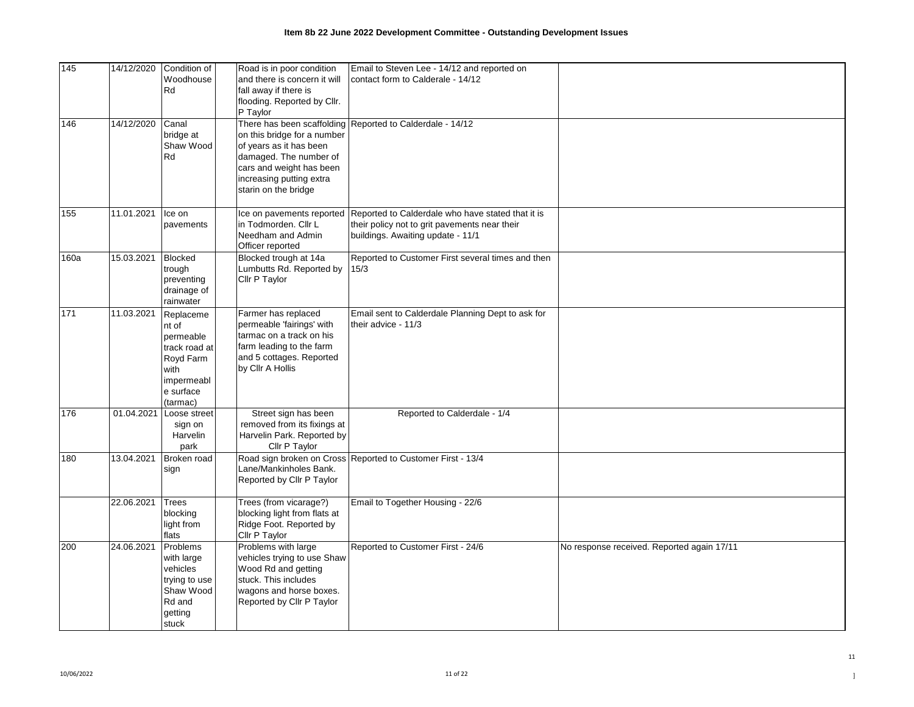# Item 8b 22 June 2022 Development Committee - Outstanding Development Issues

| | | | | | | |
|---|---|---|---|---|---|---|
| 145 | 14/12/2020 | Condition of Woodhouse Rd | | Road is in poor condition and there is concern it will fall away if there is flooding. Reported by Cllr. P Taylor | Email to Steven Lee - 14/12 and reported on contact form to Calderale - 14/12 | |
| 146 | 14/12/2020 | Canal bridge at Shaw Wood Rd | | There has been scaffolding on this bridge for a number of years as it has been damaged. The number of cars and weight has been increasing putting extra starin on the bridge | Reported to Calderdale - 14/12 | |
| 155 | 11.01.2021 | Ice on pavements | | Ice on pavements reported in Todmorden. Cllr L Needham and Admin Officer reported | Reported to Calderdale who have stated that it is their policy not to grit pavements near their buildings. Awaiting update - 11/1 | |
| 160a | 15.03.2021 | Blocked trough preventing drainage of rainwater | | Blocked trough at 14a Lumbutts Rd. Reported by Cllr P Taylor | Reported to Customer First several times and then 15/3 | |
| 171 | 11.03.2021 | Replacement of permeable track road at Royd Farm with impermeable surface (tarmac) | | Farmer has replaced permeable 'fairings' with tarmac on a track on his farm leading to the farm and 5 cottages. Reported by Cllr A Hollis | Email sent to Calderdale Planning Dept to ask for their advice - 11/3 | |
| 176 | 01.04.2021 | Loose street sign on Harvelin park | | Street sign has been removed from its fixings at Harvelin Park. Reported by Cllr P Taylor | Reported to Calderdale - 1/4 | |
| 180 | 13.04.2021 | Broken road sign | | Road sign broken on Cross Lane/Mankinholes Bank. Reported by Cllr P Taylor | Reported to Customer First - 13/4 | |
| | 22.06.2021 | Trees blocking light from flats | | Trees (from vicarage?) blocking light from flats at Ridge Foot. Reported by Cllr P Taylor | Email to Together Housing - 22/6 | |
| 200 | 24.06.2021 | Problems with large vehicles trying to use Shaw Wood Rd and getting stuck | | Problems with large vehicles trying to use Shaw Wood Rd and getting stuck. This includes wagons and horse boxes. Reported by Cllr P Taylor | Reported to Customer First - 24/6 | No response received. Reported again 17/11 |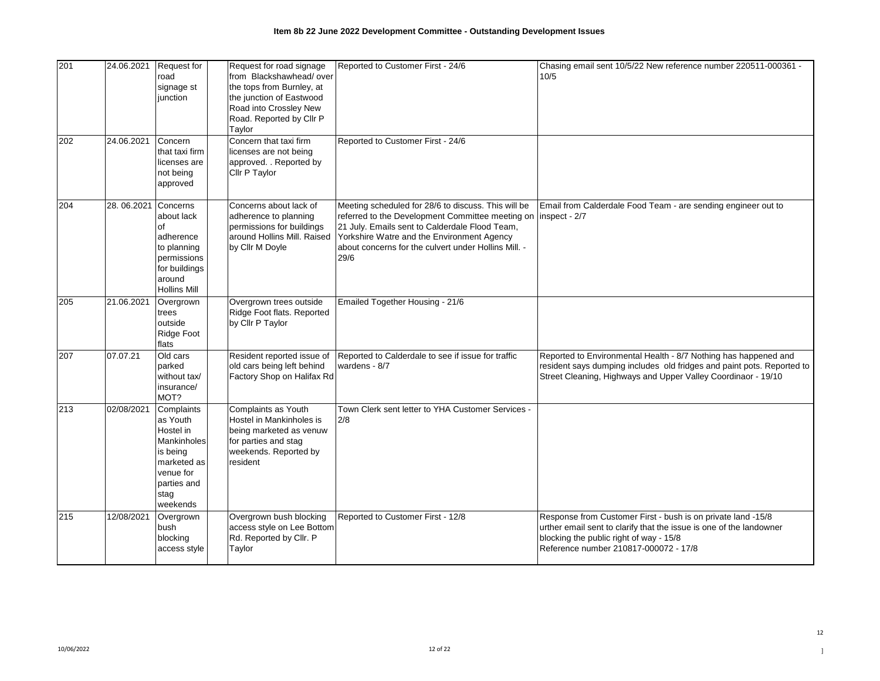# Item 8b 22 June 2022 Development Committee - Outstanding Development Issues

| | | | | | | |
|---|---|---|---|---|---|---|
| 201 | 24.06.2021 | Request for road signage st junction | | Request for road signage from Blackshawhead/ over the tops from Burnley, at the junction of Eastwood Road into Crossley New Road. Reported by Cllr P Taylor | Reported to Customer First - 24/6 | Chasing email sent 10/5/22 New reference number 220511-000361 - 10/5 |
| 202 | 24.06.2021 | Concern that taxi firm licenses are not being approved | | Concern that taxi firm licenses are not being approved. . Reported by Cllr P Taylor | Reported to Customer First - 24/6 | |
| 204 | 28. 06.2021 | Concerns about lack of adherence to planning permissions for buildings around Hollins Mill | | Concerns about lack of adherence to planning permissions for buildings around Hollins Mill. Raised by Cllr M Doyle | Meeting scheduled for 28/6 to discuss. This will be referred to the Development Committee meeting on 21 July. Emails sent to Calderdale Flood Team, Yorkshire Watre and the Environment Agency about concerns for the culvert under Hollins Mill. - 29/6 | Email from Calderdale Food Team - are sending engineer out to inspect - 2/7 |
| 205 | 21.06.2021 | Overgrown trees outside Ridge Foot flats | | Overgrown trees outside Ridge Foot flats. Reported by Cllr P Taylor | Emailed Together Housing - 21/6 | |
| 207 | 07.07.21 | Old cars parked without tax/ insurance/ MOT? | | Resident reported issue of old cars being left behind Factory Shop on Halifax Rd | Reported to Calderdale to see if issue for traffic wardens - 8/7 | Reported to Environmental Health - 8/7 Nothing has happened and resident says dumping includes old fridges and paint pots. Reported to Street Cleaning, Highways and Upper Valley Coordinaor - 19/10 |
| 213 | 02/08/2021 | Complaints as Youth Hostel in Mankinholes is being marketed as venue for parties and stag weekends | | Complaints as Youth Hostel in Mankinholes is being marketed as venuw for parties and stag weekends. Reported by resident | Town Clerk sent letter to YHA Customer Services - 2/8 | |
| 215 | 12/08/2021 | Overgrown bush blocking access style | | Overgrown bush blocking access style on Lee Bottom Rd. Reported by Cllr. P Taylor | Reported to Customer First - 12/8 | Response from Customer First - bush is on private land -15/8<br>urther email sent to clarify that the issue is one of the landowner blocking the public right of way - 15/8<br>Reference number 210817-000072 - 17/8 |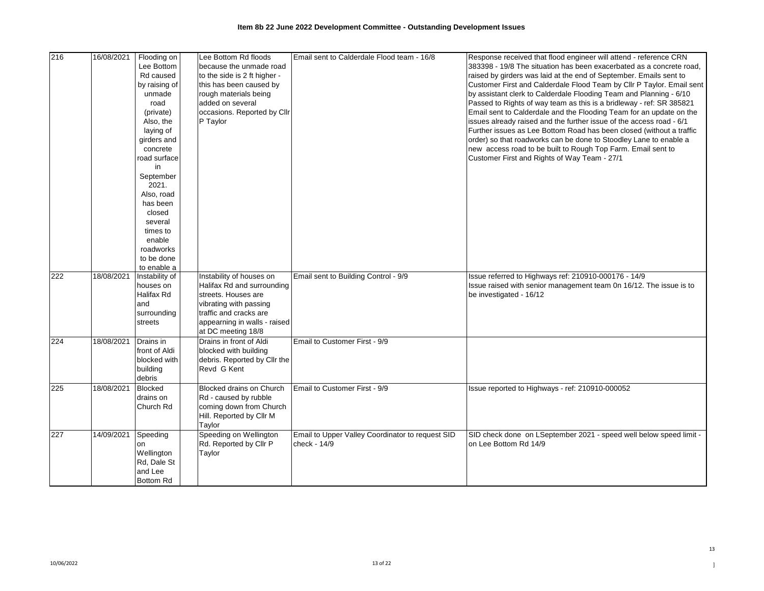**Item 8b 22 June 2022 Development Committee - Outstanding Development Issues**

| | | | | | | |
|---|---|---|---|---|---|---|
| 216 | 16/08/2021 | Flooding on Lee Bottom Rd caused by raising of unmade road (private) Also, the laying of girders and concrete road surface in September 2021. Also, road has been closed several times to enable roadworks to be done to enable a | | Lee Bottom Rd floods because the unmade road to the side is 2 ft higher - this has been caused by rough materials being added on several occasions. Reported by Cllr P Taylor | Email sent to Calderdale Flood team - 16/8 | Response received that flood engineer will attend - reference CRN 383398 - 19/8 The situation has been exacerbated as a concrete road, raised by girders was laid at the end of September. Emails sent to Customer First and Calderdale Flood Team by Cllr P Taylor. Email sent by assistant clerk to Calderdale Flooding Team and Planning - 6/10 Passed to Rights of way team as this is a bridleway - ref: SR 385821 Email sent to Calderdale and the Flooding Team for an update on the issues already raised and the further issue of the access road - 6/1 Further issues as Lee Bottom Road has been closed (without a traffic order) so that roadworks can be done to Stoodley Lane to enable a new access road to be built to Rough Top Farm. Email sent to Customer First and Rights of Way Team - 27/1 |
| 222 | 18/08/2021 | Instability of houses on Halifax Rd and surrounding streets | | Instability of houses on Halifax Rd and surrounding streets. Houses are vibrating with passing traffic and cracks are appearning in walls - raised at DC meeting 18/8 | Email sent to Building Control - 9/9 | Issue referred to Highways ref: 210910-000176 - 14/9 Issue raised with senior management team 0n 16/12. The issue is to be investigated - 16/12 |
| 224 | 18/08/2021 | Drains in front of Aldi blocked with building debris | | Drains in front of Aldi blocked with building debris. Reported by Cllr the Revd G Kent | Email to Customer First - 9/9 | |
| 225 | 18/08/2021 | Blocked drains on Church Rd | | Blocked drains on Church Rd - caused by rubble coming down from Church Hill. Reported by Cllr M Taylor | Email to Customer First - 9/9 | Issue reported to Highways - ref: 210910-000052 |
| 227 | 14/09/2021 | Speeding on Wellington Rd, Dale St and Lee Bottom Rd | | Speeding on Wellington Rd. Reported by Cllr P Taylor | Email to Upper Valley Coordinator to request SID check - 14/9 | SID check done on LSeptember 2021 - speed well below speed limit - on Lee Bottom Rd 14/9 |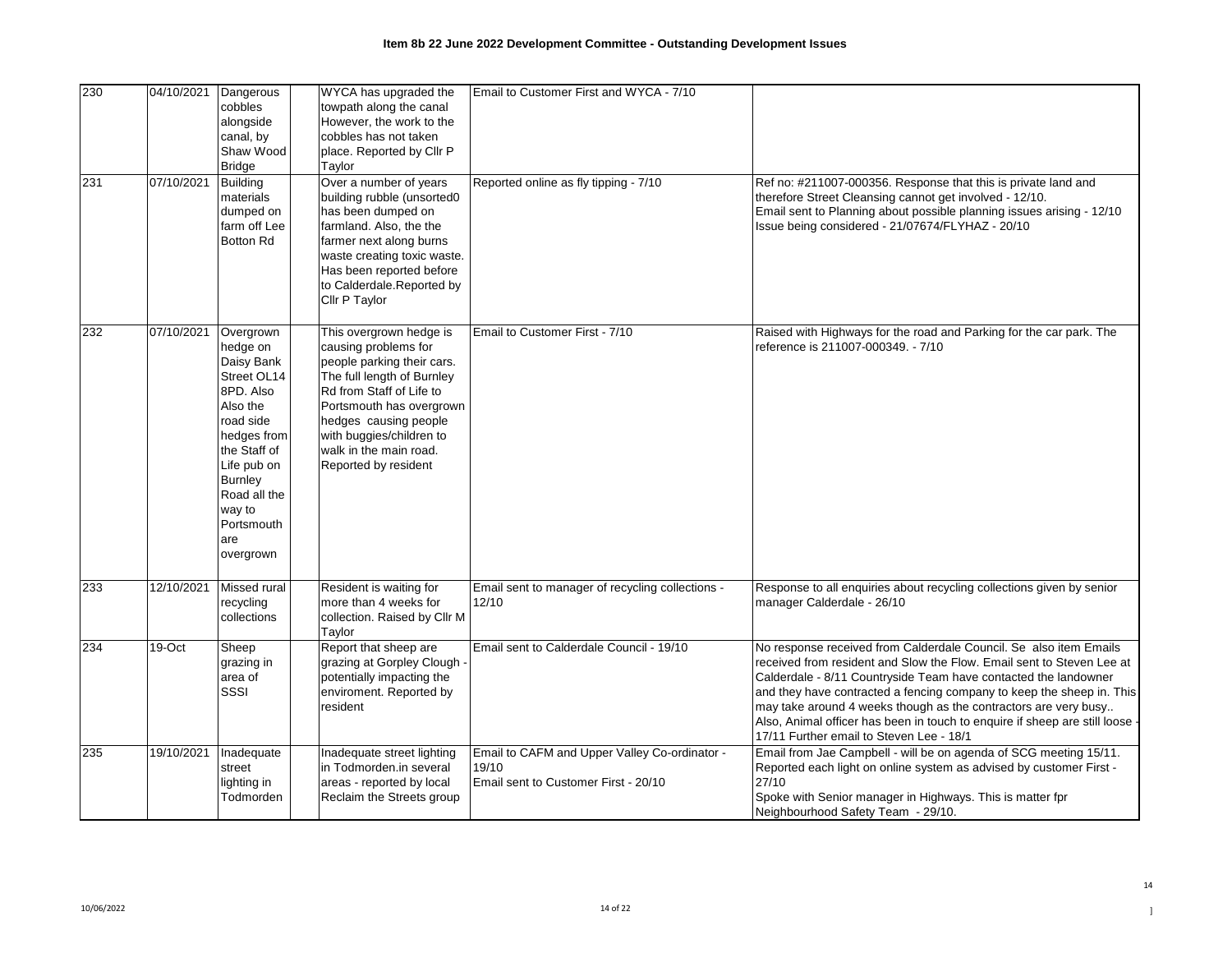**Item 8b 22 June 2022 Development Committee - Outstanding Development Issues**

| | | | | | | |
|---|---|---|---|---|---|---|
| 230 | 04/10/2021 | Dangerous cobbles alongside canal, by Shaw Wood Bridge | | WYCA has upgraded the towpath along the canal However, the work to the cobbles has not taken place. Reported by Cllr P Taylor | Email to Customer First and WYCA - 7/10 | |
| 231 | 07/10/2021 | Building materials dumped on farm off Lee Botton Rd | | Over a number of years building rubble (unsorted0 has been dumped on farmland. Also, the the farmer next along burns waste creating toxic waste. Has been reported before to Calderdale.Reported by Cllr P Taylor | Reported online as fly tipping - 7/10 | Ref no: #211007-000356. Response that this is private land and therefore Street Cleansing cannot get involved - 12/10.<br>Email sent to Planning about possible planning issues arising - 12/10<br>Issue being considered - 21/07674/FLYHAZ - 20/10 |
| 232 | 07/10/2021 | Overgrown hedge on Daisy Bank Street OL14 8PD. Also Also the road side hedges from the Staff of Life pub on Burnley Road all the way to Portsmouth are overgrown | | This overgrown hedge is causing problems for people parking their cars. The full length of Burnley Rd from Staff of Life to Portsmouth has overgrown hedges causing people with buggies/children to walk in the main road. Reported by resident | Email to Customer First - 7/10 | Raised with Highways for the road and Parking for the car park. The reference is 211007-000349. - 7/10 |
| 233 | 12/10/2021 | Missed rural recycling collections | | Resident is waiting for more than 4 weeks for collection. Raised by Cllr M Taylor | Email sent to manager of recycling collections - 12/10 | Response to all enquiries about recycling collections given by senior manager Calderdale - 26/10 |
| 234 | 19-Oct | Sheep grazing in area of SSSI | | Report that sheep are grazing at Gorpley Clough - potentially impacting the enviroment. Reported by resident | Email sent to Calderdale Council - 19/10 | No response received from Calderdale Council. Se also item Emails received from resident and Slow the Flow. Email sent to Steven Lee at Calderdale - 8/11 Countryside Team have contacted the landowner and they have contracted a fencing company to keep the sheep in. This may take around 4 weeks though as the contractors are very busy.. Also, Animal officer has been in touch to enquire if sheep are still loose - 17/11 Further email to Steven Lee - 18/1 |
| 235 | 19/10/2021 | Inadequate street lighting in Todmorden | | Inadequate street lighting in Todmorden.in several areas - reported by local Reclaim the Streets group | Email to CAFM and Upper Valley Co-ordinator - 19/10<br>Email sent to Customer First - 20/10 | Email from Jae Campbell - will be on agenda of SCG meeting 15/11.<br>Reported each light on online system as advised by customer First - 27/10<br>Spoke with Senior manager in Highways. This is matter fpr Neighbourhood Safety Team - 29/10. |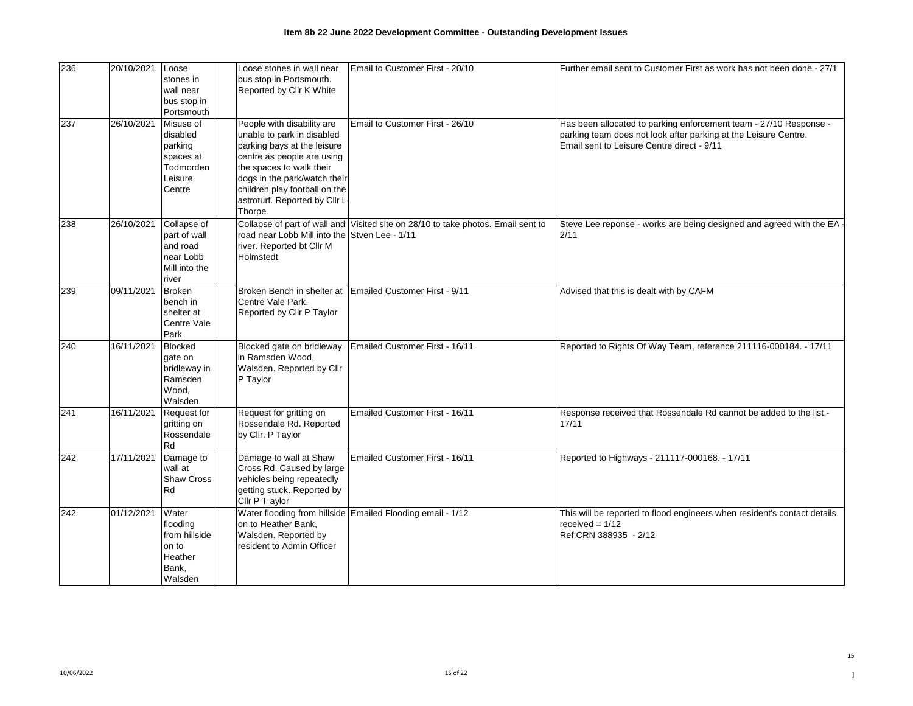**Item 8b 22 June 2022 Development Committee - Outstanding Development Issues**

| | | | | | | |
|---|---|---|---|---|---|---|
| 236 | 20/10/2021 | Loose stones in wall near bus stop in Portsmouth | | Loose stones in wall near bus stop in Portsmouth. Reported by Cllr K White | Email to Customer First - 20/10 | Further email sent to Customer First as work has not been done - 27/1 |
| 237 | 26/10/2021 | Misuse of disabled parking spaces at Todmorden Leisure Centre | | People with disability are unable to park in disabled parking bays at the leisure centre as people are using the spaces to walk their dogs in the park/watch their children play football on the astroturf. Reported by Cllr L Thorpe | Email to Customer First - 26/10 | Has been allocated to parking enforcement team - 27/10 Response - parking team does not look after parking at the Leisure Centre. Email sent to Leisure Centre direct - 9/11 |
| 238 | 26/10/2021 | Collapse of part of wall and road near Lobb Mill into the river | | Collapse of part of wall and road near Lobb Mill into the river. Reported bt Cllr M Holmstedt | Visited site on 28/10 to take photos. Email sent to Stven Lee - 1/11 | Steve Lee reponse - works are being designed and agreed with the EA - 2/11 |
| 239 | 09/11/2021 | Broken bench in shelter at Centre Vale Park | | Broken Bench in shelter at Centre Vale Park. Reported by Cllr P Taylor | Emailed Customer First - 9/11 | Advised that this is dealt with by CAFM |
| 240 | 16/11/2021 | Blocked gate on bridleway in Ramsden Wood, Walsden | | Blocked gate on bridleway in Ramsden Wood, Walsden. Reported by Cllr P Taylor | Emailed Customer First - 16/11 | Reported to Rights Of Way Team, reference 211116-000184. - 17/11 |
| 241 | 16/11/2021 | Request for gritting on Rossendale Rd | | Request for gritting on Rossendale Rd. Reported by Cllr. P Taylor | Emailed Customer First - 16/11 | Response received that Rossendale Rd cannot be added to the list.- 17/11 |
| 242 | 17/11/2021 | Damage to wall at Shaw Cross Rd | | Damage to wall at Shaw Cross Rd. Caused by large vehicles being repeatedly getting stuck. Reported by Cllr P T aylor | Emailed Customer First - 16/11 | Reported to Highways - 211117-000168. - 17/11 |
| 242 | 01/12/2021 | Water flooding from hillside on to Heather Bank, Walsden | | Water flooding from hillside on to Heather Bank, Walsden. Reported by resident to Admin Officer | Emailed Flooding email - 1/12 | This will be reported to flood engineers when resident's contact details received = 1/12<br>Ref:CRN 388935 - 2/12 |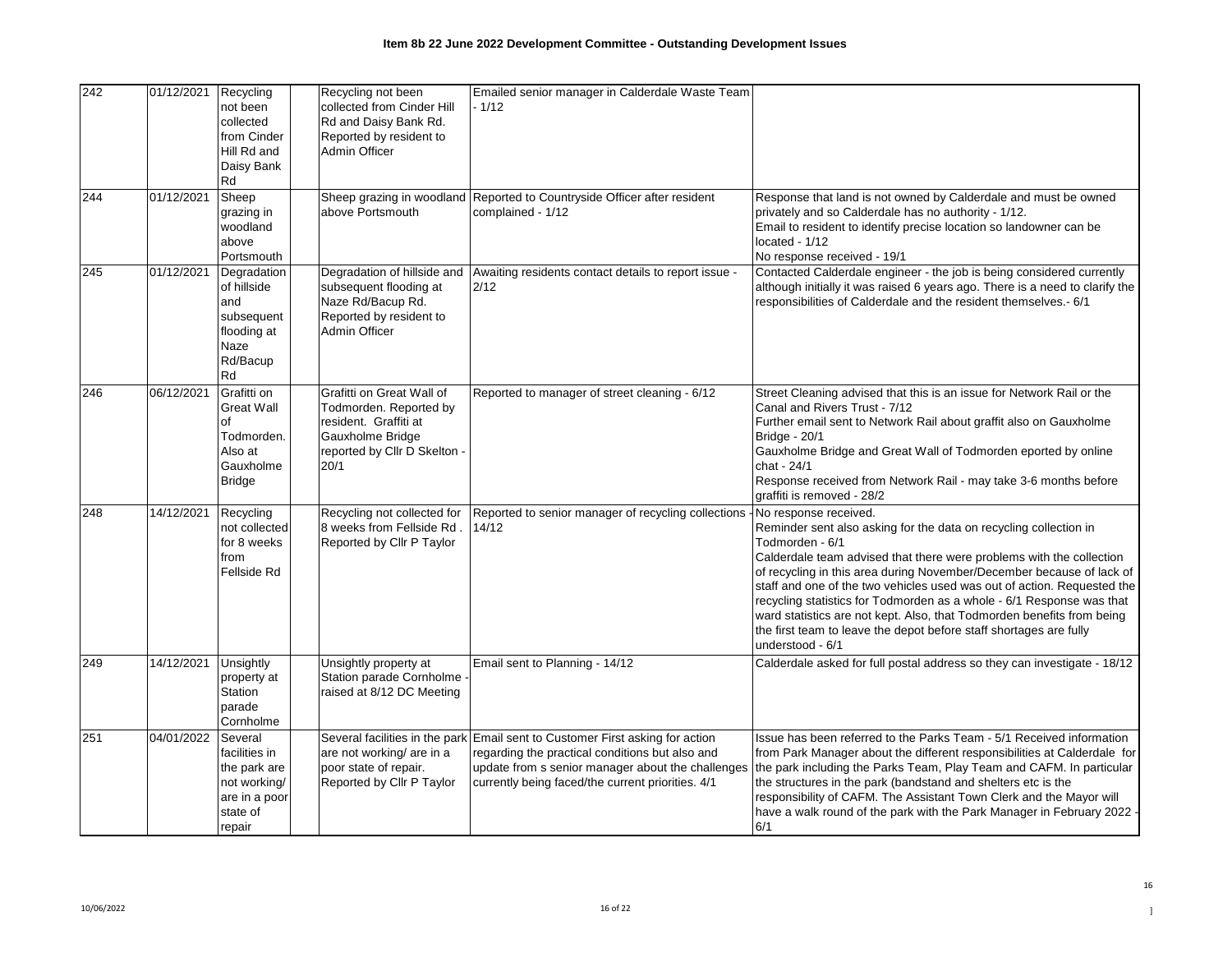# Item 8b 22 June 2022 Development Committee - Outstanding Development Issues

| | | | | | | |
|---|---|---|---|---|---|---|
| 242 | 01/12/2021 | Recycling not been collected from Cinder Hill Rd and Daisy Bank Rd | | Recycling not been collected from Cinder Hill Rd and Daisy Bank Rd. Reported by resident to Admin Officer | Emailed senior manager in Calderdale Waste Team - 1/12 | |
| 244 | 01/12/2021 | Sheep grazing in woodland above Portsmouth | | Sheep grazing in woodland above Portsmouth | Reported to Countryside Officer after resident complained - 1/12 | Response that land is not owned by Calderdale and must be owned privately and so Calderdale has no authority - 1/12.<br>Email to resident to identify precise location so landowner can be located - 1/12<br>No response received - 19/1 |
| 245 | 01/12/2021 | Degradation of hillside and subsequent flooding at Naze Rd/Bacup Rd | | Degradation of hillside and subsequent flooding at Naze Rd/Bacup Rd. Reported by resident to Admin Officer | Awaiting residents contact details to report issue - 2/12 | Contacted Calderdale engineer - the job is being considered currently although initially it was raised 6 years ago. There is a need to clarify the responsibilities of Calderdale and the resident themselves.- 6/1 |
| 246 | 06/12/2021 | Grafitti on Great Wall of Todmorden. Also at Gauxholme Bridge | | Grafitti on Great Wall of Todmorden. Reported by resident. Graffiti at Gauxholme Bridge reported by Cllr D Skelton - 20/1 | Reported to manager of street cleaning - 6/12 | Street Cleaning advised that this is an issue for Network Rail or the Canal and Rivers Trust - 7/12<br>Further email sent to Network Rail about graffit also on Gauxholme Bridge - 20/1<br>Gauxholme Bridge and Great Wall of Todmorden eported by online chat - 24/1<br>Response received from Network Rail - may take 3-6 months before graffiti is removed - 28/2 |
| 248 | 14/12/2021 | Recycling not collected for 8 weeks from Fellside Rd | | Recycling not collected for 8 weeks from Fellside Rd . Reported by Cllr P Taylor | Reported to senior manager of recycling collections - 14/12 | No response received.<br>Reminder sent also asking for the data on recycling collection in Todmorden - 6/1<br>Calderdale team advised that there were problems with the collection of recycling in this area during November/December because of lack of staff and one of the two vehicles used was out of action. Requested the recycling statistics for Todmorden as a whole - 6/1 Response was that ward statistics are not kept. Also, that Todmorden benefits from being the first team to leave the depot before staff shortages are fully understood - 6/1 |
| 249 | 14/12/2021 | Unsightly property at Station parade Cornholme | | Unsightly property at Station parade Cornholme - raised at 8/12 DC Meeting | Email sent to Planning - 14/12 | Calderdale asked for full postal address so they can investigate - 18/12 |
| 251 | 04/01/2022 | Several facilities in the park are not working/ are in a poor state of repair | | Several facilities in the park are not working/ are in a poor state of repair. Reported by Cllr P Taylor | Email sent to Customer First asking for action regarding the practical conditions but also and update from s senior manager about the challenges currently being faced/the current priorities. 4/1 | Issue has been referred to the Parks Team - 5/1 Received information from Park Manager about the different responsibilities at Calderdale for the park including the Parks Team, Play Team and CAFM. In particular the structures in the park (bandstand and shelters etc is the responsibility of CAFM. The Assistant Town Clerk and the Mayor will have a walk round of the park with the Park Manager in February 2022 - 6/1 |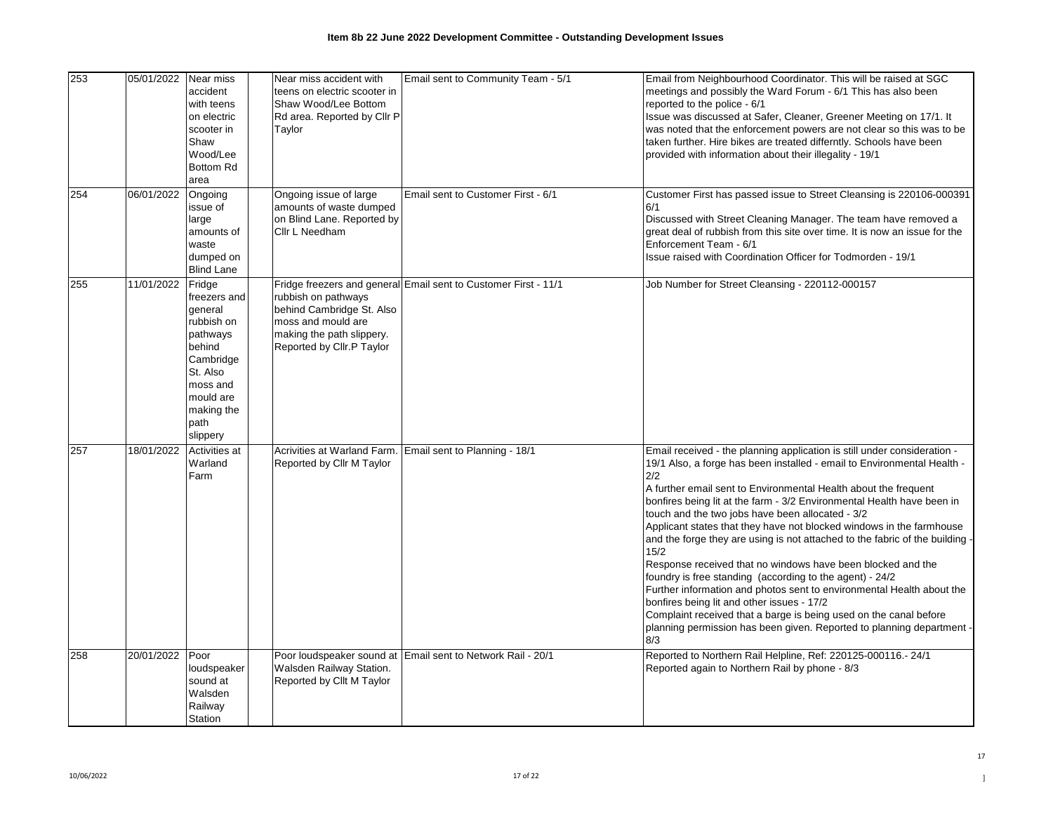# Item 8b 22 June 2022 Development Committee - Outstanding Development Issues

| | | | | | | |
|---|---|---|---|---|---|---|
| 253 | 05/01/2022 | Near miss accident with teens on electric scooter in Shaw Wood/Lee Bottom Rd area | | Near miss accident with teens on electric scooter in Shaw Wood/Lee Bottom Rd area. Reported by Cllr P Taylor | Email sent to Community Team - 5/1 | Email from Neighbourhood Coordinator. This will be raised at SGC meetings and possibly the Ward Forum - 6/1 This has also been reported to the police - 6/1<br>Issue was discussed at Safer, Cleaner, Greener Meeting on 17/1. It was noted that the enforcement powers are not clear so this was to be taken further. Hire bikes are treated differntly. Schools have been provided with information about their illegality - 19/1 |
| 254 | 06/01/2022 | Ongoing issue of large amounts of waste dumped on Blind Lane | | Ongoing issue of large amounts of waste dumped on Blind Lane. Reported by Cllr L Needham | Email sent to Customer First - 6/1 | Customer First has passed issue to Street Cleansing is 220106-000391 6/1<br>Discussed with Street Cleaning Manager. The team have removed a great deal of rubbish from this site over time. It is now an issue for the Enforcement Team - 6/1<br>Issue raised with Coordination Officer for Todmorden - 19/1 |
| 255 | 11/01/2022 | Fridge freezers and general rubbish on pathways behind Cambridge St. Also moss and mould are making the path slippery | | Fridge freezers and general rubbish on pathways behind Cambridge St. Also moss and mould are making the path slippery. Reported by Cllr.P Taylor | Email sent to Customer First - 11/1 | Job Number for Street Cleansing - 220112-000157 |
| 257 | 18/01/2022 | Activities at Warland Farm | | Acrivities at Warland Farm. Reported by Cllr M Taylor | Email sent to Planning - 18/1 | Email received - the planning application is still under consideration - 19/1 Also, a forge has been installed - email to Environmental Health - 2/2<br>A further email sent to Environmental Health about the frequent bonfires being lit at the farm - 3/2 Environmental Health have been in touch and the two jobs have been allocated - 3/2<br>Applicant states that they have not blocked windows in the farmhouse and the forge they are using is not attached to the fabric of the building - 15/2<br>Response received that no windows have been blocked and the foundry is free standing (according to the agent) - 24/2<br>Further information and photos sent to environmental Health about the bonfires being lit and other issues - 17/2<br>Complaint received that a barge is being used on the canal before planning permission has been given. Reported to planning department - 8/3 |
| 258 | 20/01/2022 | Poor loudspeaker sound at Walsden Railway Station | | Poor loudspeaker sound at Walsden Railway Station. Reported by Cllt M Taylor | Email sent to Network Rail - 20/1 | Reported to Northern Rail Helpline, Ref: 220125-000116.- 24/1<br>Reported again to Northern Rail by phone - 8/3 |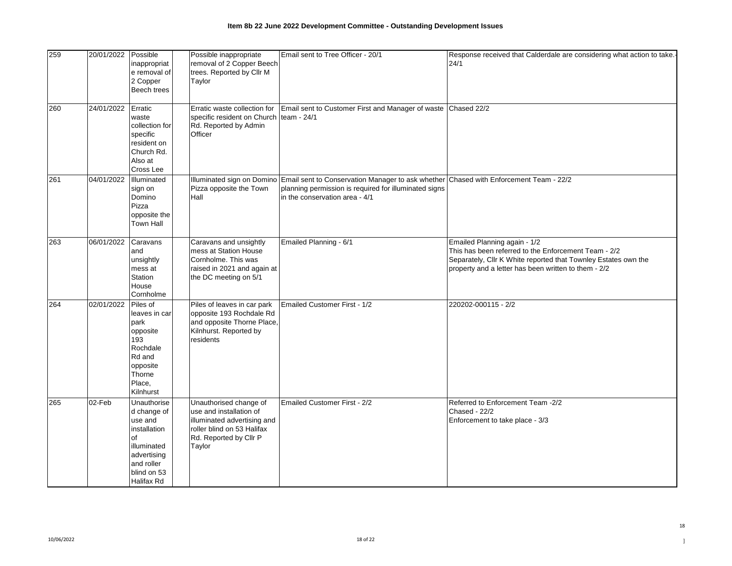**Item 8b 22 June 2022 Development Committee - Outstanding Development Issues**

| | | | | | | |
|---|---|---|---|---|---|---|
| 259 | 20/01/2022 | Possible inappropriate removal of 2 Copper Beech trees | | Possible inappropriate removal of 2 Copper Beech trees. Reported by Cllr M Taylor | Email sent to Tree Officer - 20/1 | Response received that Calderdale are considering what action to take.-24/1 |
| 260 | 24/01/2022 | Erratic waste collection for specific resident on Church Rd. Also at Cross Lee | | Erratic waste collection for specific resident on Church Rd. Reported by Admin Officer | Email sent to Customer First and Manager of waste team - 24/1 | Chased 22/2 |
| 261 | 04/01/2022 | Illuminated sign on Domino Pizza opposite the Town Hall | | Illuminated sign on Domino Pizza opposite the Town Hall | Email sent to Conservation Manager to ask whether planning permission is required for illuminated signs in the conservation area - 4/1 | Chased with Enforcement Team - 22/2 |
| 263 | 06/01/2022 | Caravans and unsightly mess at Station House Cornholme | | Caravans and unsightly mess at Station House Cornholme. This was raised in 2021 and again at the DC meeting on 5/1 | Emailed Planning - 6/1 | Emailed Planning again - 1/2<br>This has been referred to the Enforcement Team - 2/2<br>Separately, Cllr K White reported that Townley Estates own the property and a letter has been written to them - 2/2 |
| 264 | 02/01/2022 | Piles of leaves in car park opposite 193 Rochdale Rd and opposite Thorne Place, Kilnhurst | | Piles of leaves in car park opposite 193 Rochdale Rd and opposite Thorne Place, Kilnhurst. Reported by residents | Emailed Customer First - 1/2 | 220202-000115 - 2/2 |
| 265 | 02-Feb | Unauthorised change of use and installation of illuminated advertising and roller blind on 53 Halifax Rd | | Unauthorised change of use and installation of illuminated advertising and roller blind on 53 Halifax Rd. Reported by Cllr P Taylor | Emailed Customer First - 2/2 | Referred to Enforcement Team -2/2<br>Chased - 22/2<br>Enforcement to take place - 3/3 |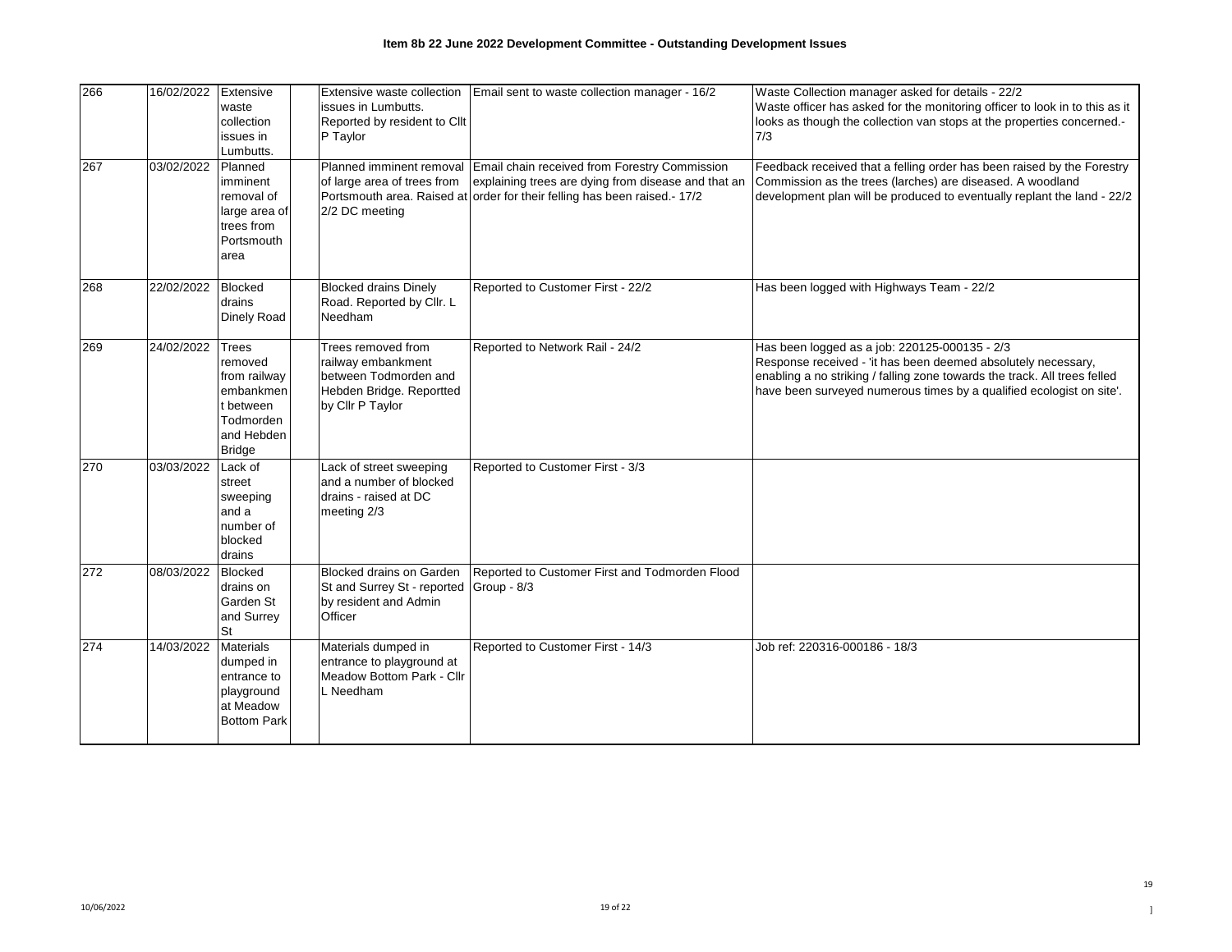**Item 8b 22 June 2022 Development Committee - Outstanding Development Issues**

| | | | | | | |
|---|---|---|---|---|---|---|
| 266 | 16/02/2022 | Extensive waste collection issues in Lumbutts. | | Extensive waste collection issues in Lumbutts. Reported by resident to Cllt P Taylor | Email sent to waste collection manager - 16/2 | Waste Collection manager asked for details - 22/2<br>Waste officer has asked for the monitoring officer to look in to this as it looks as though the collection van stops at the properties concerned.- 7/3 |
| 267 | 03/02/2022 | Planned imminent removal of large area of trees from Portsmouth area | | Planned imminent removal of large area of trees from Portsmouth area. Raised at 2/2 DC meeting | Email chain received from Forestry Commission explaining trees are dying from disease and that an order for their felling has been raised.- 17/2 | Feedback received that a felling order has been raised by the Forestry Commission as the trees (larches) are diseased. A woodland development plan will be produced to eventually replant the land - 22/2 |
| 268 | 22/02/2022 | Blocked drains Dinely Road | | Blocked drains Dinely Road. Reported by Cllr. L Needham | Reported to Customer First - 22/2 | Has been logged with Highways Team - 22/2 |
| 269 | 24/02/2022 | Trees removed from railway embankment between Todmorden and Hebden Bridge | | Trees removed from railway embankment between Todmorden and Hebden Bridge. Reportted by Cllr P Taylor | Reported to Network Rail - 24/2 | Has been logged as a job: 220125-000135 - 2/3<br>Response received - 'it has been deemed absolutely necessary, enabling a no striking / falling zone towards the track. All trees felled have been surveyed numerous times by a qualified ecologist on site'. |
| 270 | 03/03/2022 | Lack of street sweeping and a number of blocked drains | | Lack of street sweeping and a number of blocked drains - raised at DC meeting 2/3 | Reported to Customer First - 3/3 | |
| 272 | 08/03/2022 | Blocked drains on Garden St and Surrey St | | Blocked drains on Garden St and Surrey St - reported by resident and Admin Officer | Reported to Customer First and Todmorden Flood Group - 8/3 | |
| 274 | 14/03/2022 | Materials dumped in entrance to playground at Meadow Bottom Park | | Materials dumped in entrance to playground at Meadow Bottom Park - Cllr L Needham | Reported to Customer First - 14/3 | Job ref: 220316-000186 - 18/3 |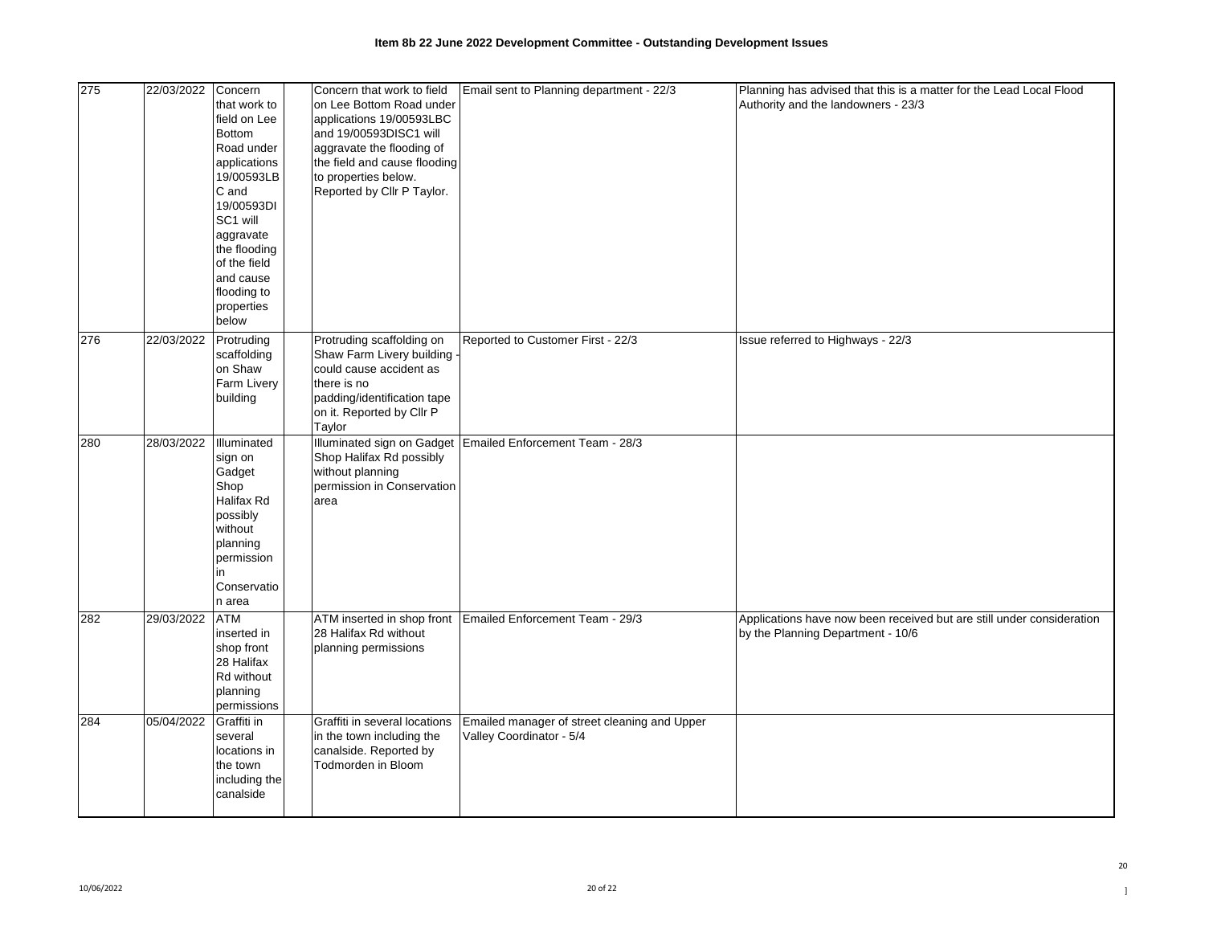**Item 8b 22 June 2022 Development Committee - Outstanding Development Issues**

| | | | | | | |
|---|---|---|---|---|---|---|
| 275 | 22/03/2022 | Concern that work to field on Lee Bottom Road under applications 19/00593LBC and 19/00593DISC1 will aggravate the flooding of the field and cause flooding to properties below | | Concern that work to field on Lee Bottom Road under applications 19/00593LBC and 19/00593DISC1 will aggravate the flooding of the field and cause flooding to properties below. Reported by Cllr P Taylor. | Email sent to Planning department - 22/3 | Planning has advised that this is a matter for the Lead Local Flood Authority and the landowners - 23/3 |
| 276 | 22/03/2022 | Protruding scaffolding on Shaw Farm Livery building | | Protruding scaffolding on Shaw Farm Livery building - could cause accident as there is no padding/identification tape on it. Reported by Cllr P Taylor | Reported to Customer First - 22/3 | Issue referred to Highways - 22/3 |
| 280 | 28/03/2022 | Illuminated sign on Gadget Shop Halifax Rd possibly without planning permission in Conservation area | | Illuminated sign on Gadget Shop Halifax Rd possibly without planning permission in Conservation area | Emailed Enforcement Team - 28/3 | |
| 282 | 29/03/2022 | ATM inserted in shop front 28 Halifax Rd without planning permissions | | ATM inserted in shop front 28 Halifax Rd without planning permissions | Emailed Enforcement Team - 29/3 | Applications have now been received but are still under consideration by the Planning Department - 10/6 |
| 284 | 05/04/2022 | Graffiti in several locations in the town including the canalside | | Graffiti in several locations in the town including the canalside. Reported by Todmorden in Bloom | Emailed manager of street cleaning and Upper Valley Coordinator - 5/4 | |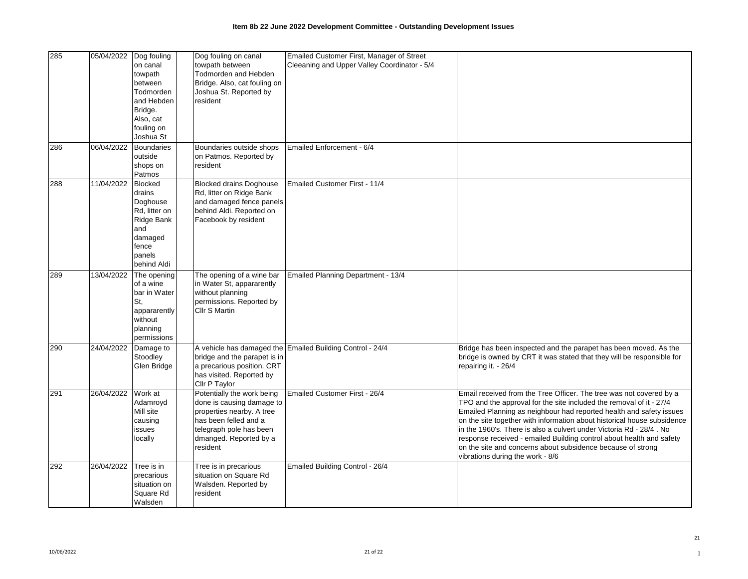**Item 8b 22 June 2022 Development Committee - Outstanding Development Issues**

| | | | | | | |
|---|---|---|---|---|---|---|
| 285 | 05/04/2022 | Dog fouling on canal towpath between Todmorden and Hebden Bridge. Also, cat fouling on Joshua St | | Dog fouling on canal towpath between Todmorden and Hebden Bridge. Also, cat fouling on Joshua St. Reported by resident | Emailed Customer First, Manager of Street Cleeaning and Upper Valley Coordinator - 5/4 | |
| 286 | 06/04/2022 | Boundaries outside shops on Patmos | | Boundaries outside shops on Patmos. Reported by resident | Emailed Enforcement - 6/4 | |
| 288 | 11/04/2022 | Blocked drains Doghouse Rd, litter on Ridge Bank and damaged fence panels behind Aldi | | Blocked drains Doghouse Rd, litter on Ridge Bank and damaged fence panels behind Aldi. Reported on Facebook by resident | Emailed Customer First - 11/4 | |
| 289 | 13/04/2022 | The opening of a wine bar in Water St, appararently without planning permissions | | The opening of a wine bar in Water St, appararently without planning permissions. Reported by Cllr S Martin | Emailed Planning Department - 13/4 | |
| 290 | 24/04/2022 | Damage to Stoodley Glen Bridge | | A vehicle has damaged the bridge and the parapet is in a precarious position. CRT has visited. Reported by Cllr P Taylor | Emailed Building Control - 24/4 | Bridge has been inspected and the parapet has been moved. As the bridge is owned by CRT it was stated that they will be responsible for repairing it. - 26/4 |
| 291 | 26/04/2022 | Work at Adamroyd Mill site causing issues locally | | Potentially the work being done is causing damage to properties nearby. A tree has been felled and a telegraph pole has been dmanged. Reported by a resident | Emailed Customer First - 26/4 | Email received from the Tree Officer. The tree was not covered by a TPO and the approval for the site included the removal of it - 27/4 Emailed Planning as neighbour had reported health and safety issues on the site together with information about historical house subsidence in the 1960's. There is also a culvert under Victoria Rd - 28/4 . No response received - emailed Building control about health and safety on the site and concerns about subsidence because of strong vibrations during the work - 8/6 |
| 292 | 26/04/2022 | Tree is in precarious situation on Square Rd Walsden | | Tree is in precarious situation on Square Rd Walsden. Reported by resident | Emailed Building Control - 26/4 | |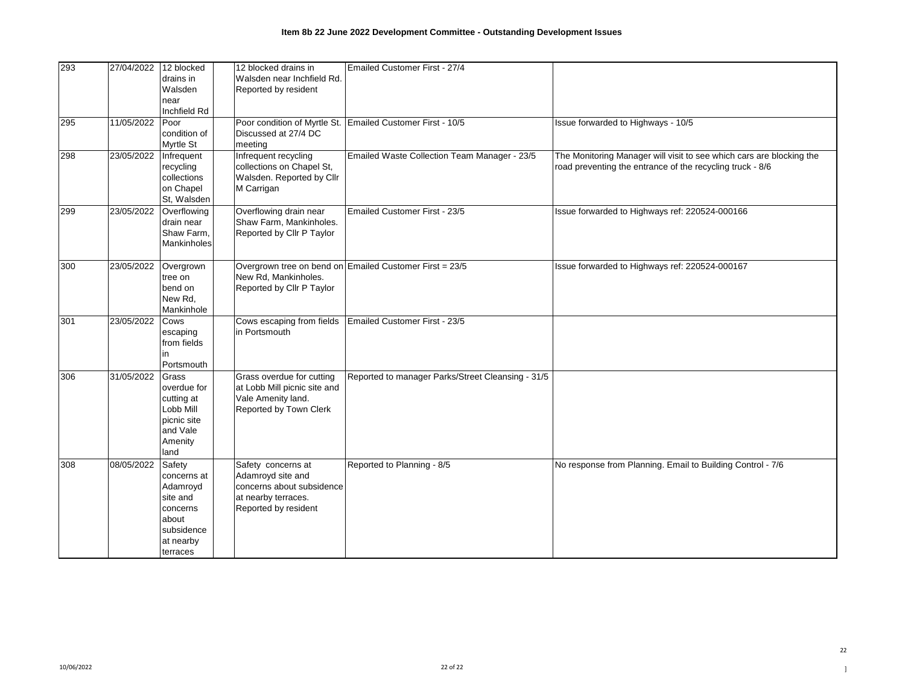**Item 8b 22 June 2022 Development Committee - Outstanding Development Issues**

| | | | | | | |
|---|---|---|---|---|---|---|
| 293 | 27/04/2022 | 12 blocked drains in Walsden near Inchfield Rd | | 12 blocked drains in Walsden near Inchfield Rd. Reported by resident | Emailed Customer First - 27/4 | |
| 295 | 11/05/2022 | Poor condition of Myrtle St | | Poor condition of Myrtle St. Discussed at 27/4 DC meeting | Emailed Customer First - 10/5 | Issue forwarded to Highways - 10/5 |
| 298 | 23/05/2022 | Infrequent recycling collections on Chapel St, Walsden | | Infrequent recycling collections on Chapel St, Walsden. Reported by Cllr M Carrigan | Emailed Waste Collection Team Manager - 23/5 | The Monitoring Manager will visit to see which cars are blocking the road preventing the entrance of the recycling truck - 8/6 |
| 299 | 23/05/2022 | Overflowing drain near Shaw Farm, Mankinholes | | Overflowing drain near Shaw Farm, Mankinholes. Reported by Cllr P Taylor | Emailed Customer First - 23/5 | Issue forwarded to Highways ref: 220524-000166 |
| 300 | 23/05/2022 | Overgrown tree on bend on New Rd, Mankinhole | | Overgrown tree on bend on New Rd, Mankinholes. Reported by Cllr P Taylor | Emailed Customer First = 23/5 | Issue forwarded to Highways ref: 220524-000167 |
| 301 | 23/05/2022 | Cows escaping from fields in Portsmouth | | Cows escaping from fields in Portsmouth | Emailed Customer First - 23/5 | |
| 306 | 31/05/2022 | Grass overdue for cutting at Lobb Mill picnic site and Vale Amenity land | | Grass overdue for cutting at Lobb Mill picnic site and Vale Amenity land. Reported by Town Clerk | Reported to manager Parks/Street Cleansing - 31/5 | |
| 308 | 08/05/2022 | Safety concerns at Adamroyd site and concerns about subsidence at nearby terraces | | Safety concerns at Adamroyd site and concerns about subsidence at nearby terraces. Reported by resident | Reported to Planning - 8/5 | No response from Planning. Email to Building Control - 7/6 |